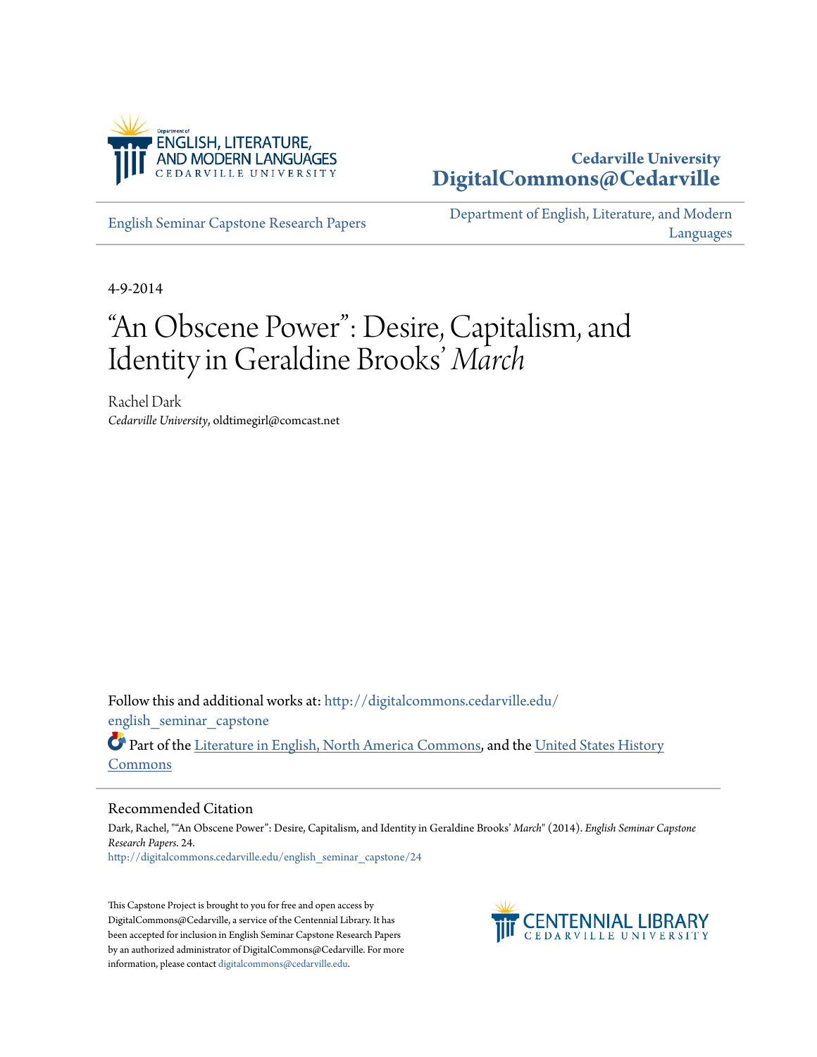Cedarville University
DigitalCommons@Cedarville

English Seminar Capstone Research Papers

Department of English, Literature, and Modern Languages

4-9-2014

# "An Obscene Power": Desire, Capitalism, and Identity in Geraldine Brooks' *March*

Rachel Dark
*Cedarville University*, oldtimegirl@comcast.net

Follow this and additional works at: http://digitalcommons.cedarville.edu/english_seminar_capstone

Part of the Literature in English, North America Commons, and the United States History Commons

## Recommended Citation

Dark, Rachel, ""An Obscene Power": Desire, Capitalism, and Identity in Geraldine Brooks' *March*" (2014). *English Seminar Capstone Research Papers*. 24.
http://digitalcommons.cedarville.edu/english_seminar_capstone/24

This Capstone Project is brought to you for free and open access by DigitalCommons@Cedarville, a service of the Centennial Library. It has been accepted for inclusion in English Seminar Capstone Research Papers by an authorized administrator of DigitalCommons@Cedarville. For more information, please contact digitalcommons@cedarville.edu.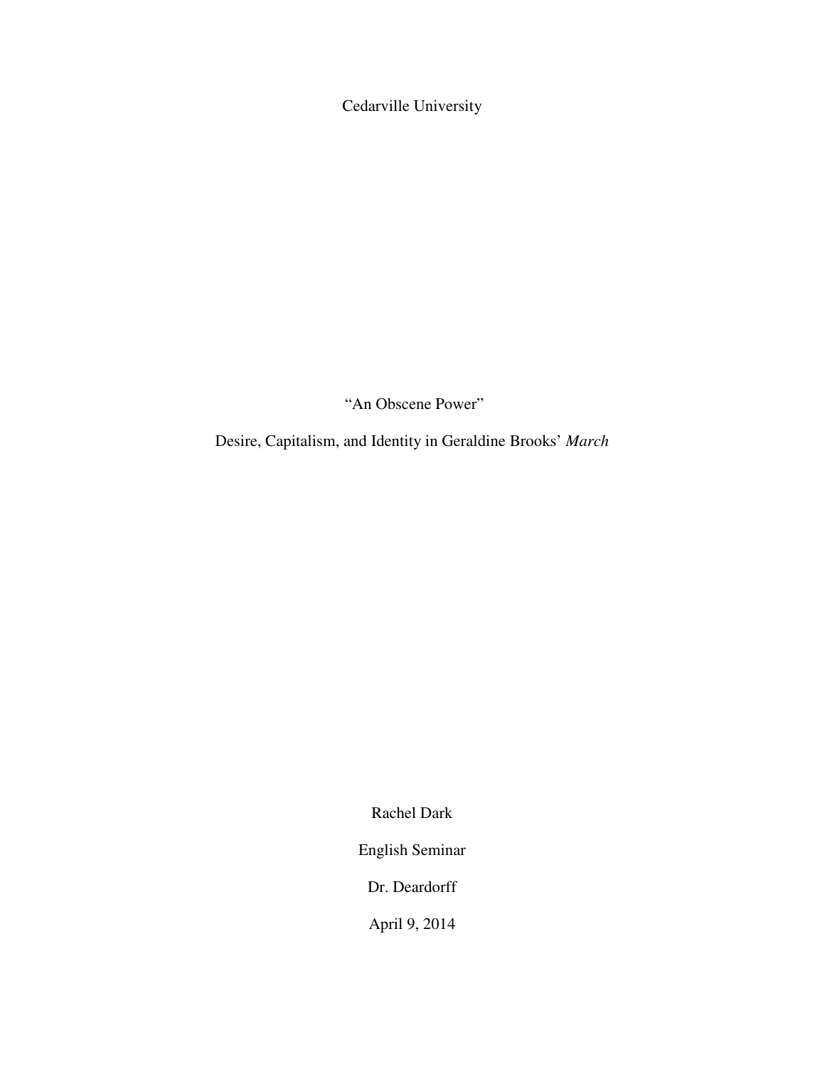Cedarville University

# "An Obscene Power"

## Desire, Capitalism, and Identity in Geraldine Brooks' *March*

Rachel Dark

English Seminar

Dr. Deardorff

April 9, 2014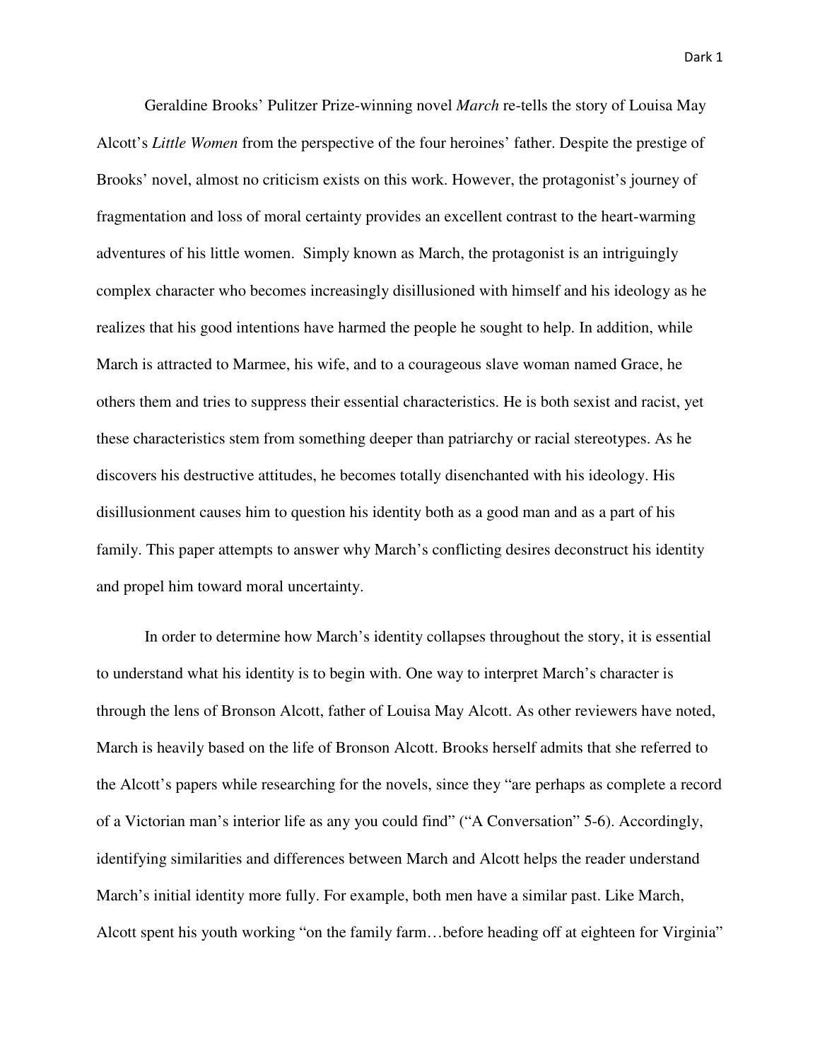Geraldine Brooks' Pulitzer Prize-winning novel *March* re-tells the story of Louisa May Alcott's *Little Women* from the perspective of the four heroines' father. Despite the prestige of Brooks' novel, almost no criticism exists on this work. However, the protagonist's journey of fragmentation and loss of moral certainty provides an excellent contrast to the heart-warming adventures of his little women. Simply known as March, the protagonist is an intriguingly complex character who becomes increasingly disillusioned with himself and his ideology as he realizes that his good intentions have harmed the people he sought to help. In addition, while March is attracted to Marmee, his wife, and to a courageous slave woman named Grace, he others them and tries to suppress their essential characteristics. He is both sexist and racist, yet these characteristics stem from something deeper than patriarchy or racial stereotypes. As he discovers his destructive attitudes, he becomes totally disenchanted with his ideology. His disillusionment causes him to question his identity both as a good man and as a part of his family. This paper attempts to answer why March's conflicting desires deconstruct his identity and propel him toward moral uncertainty.

In order to determine how March's identity collapses throughout the story, it is essential to understand what his identity is to begin with. One way to interpret March's character is through the lens of Bronson Alcott, father of Louisa May Alcott. As other reviewers have noted, March is heavily based on the life of Bronson Alcott. Brooks herself admits that she referred to the Alcott's papers while researching for the novels, since they "are perhaps as complete a record of a Victorian man's interior life as any you could find" ("A Conversation" 5-6). Accordingly, identifying similarities and differences between March and Alcott helps the reader understand March's initial identity more fully. For example, both men have a similar past. Like March, Alcott spent his youth working "on the family farm…before heading off at eighteen for Virginia"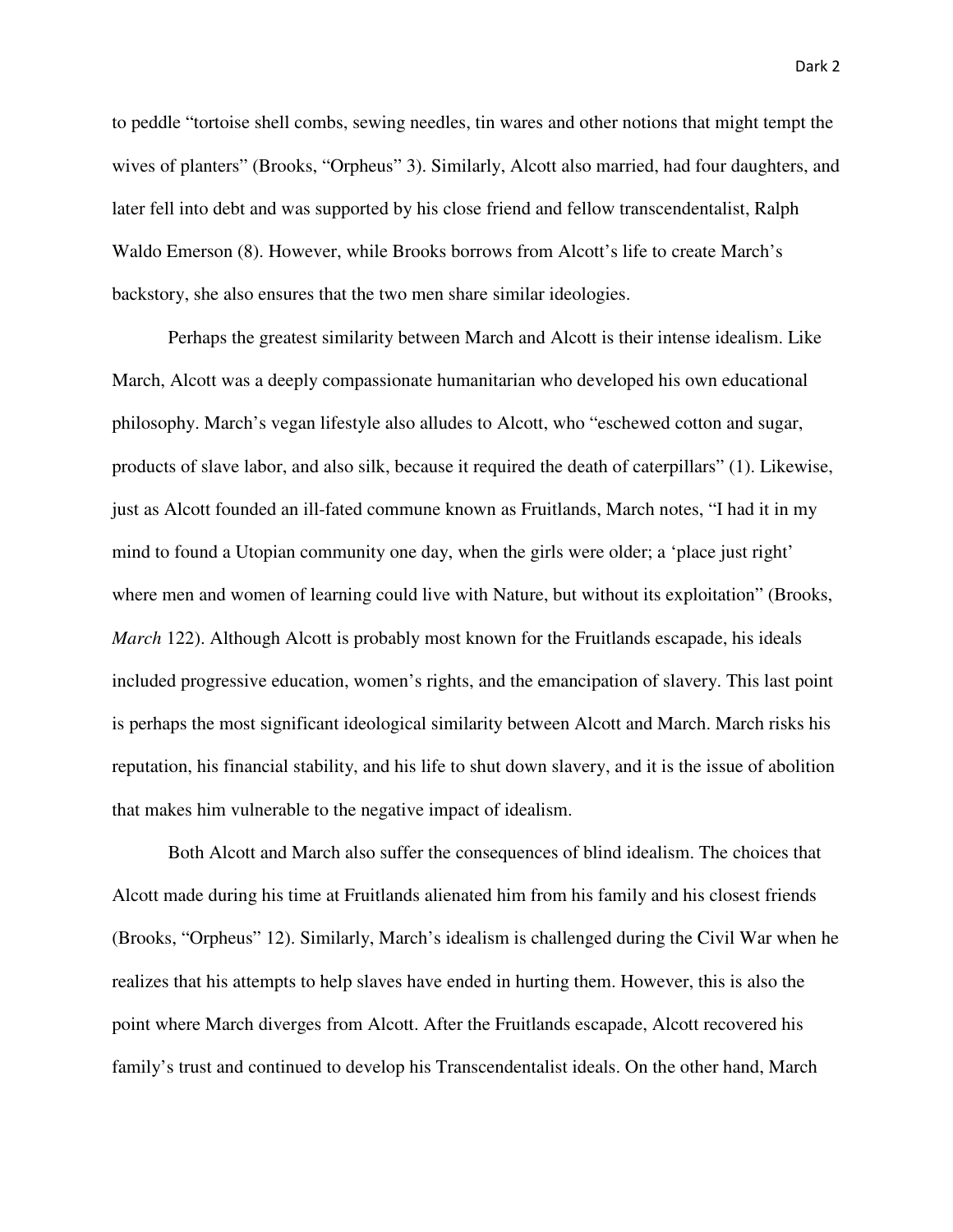to peddle "tortoise shell combs, sewing needles, tin wares and other notions that might tempt the wives of planters" (Brooks, "Orpheus" 3). Similarly, Alcott also married, had four daughters, and later fell into debt and was supported by his close friend and fellow transcendentalist, Ralph Waldo Emerson (8). However, while Brooks borrows from Alcott's life to create March's backstory, she also ensures that the two men share similar ideologies.

Perhaps the greatest similarity between March and Alcott is their intense idealism. Like March, Alcott was a deeply compassionate humanitarian who developed his own educational philosophy. March's vegan lifestyle also alludes to Alcott, who "eschewed cotton and sugar, products of slave labor, and also silk, because it required the death of caterpillars" (1). Likewise, just as Alcott founded an ill-fated commune known as Fruitlands, March notes, "I had it in my mind to found a Utopian community one day, when the girls were older; a 'place just right' where men and women of learning could live with Nature, but without its exploitation" (Brooks, *March* 122). Although Alcott is probably most known for the Fruitlands escapade, his ideals included progressive education, women's rights, and the emancipation of slavery. This last point is perhaps the most significant ideological similarity between Alcott and March. March risks his reputation, his financial stability, and his life to shut down slavery, and it is the issue of abolition that makes him vulnerable to the negative impact of idealism.

Both Alcott and March also suffer the consequences of blind idealism. The choices that Alcott made during his time at Fruitlands alienated him from his family and his closest friends (Brooks, "Orpheus" 12). Similarly, March's idealism is challenged during the Civil War when he realizes that his attempts to help slaves have ended in hurting them. However, this is also the point where March diverges from Alcott. After the Fruitlands escapade, Alcott recovered his family's trust and continued to develop his Transcendentalist ideals. On the other hand, March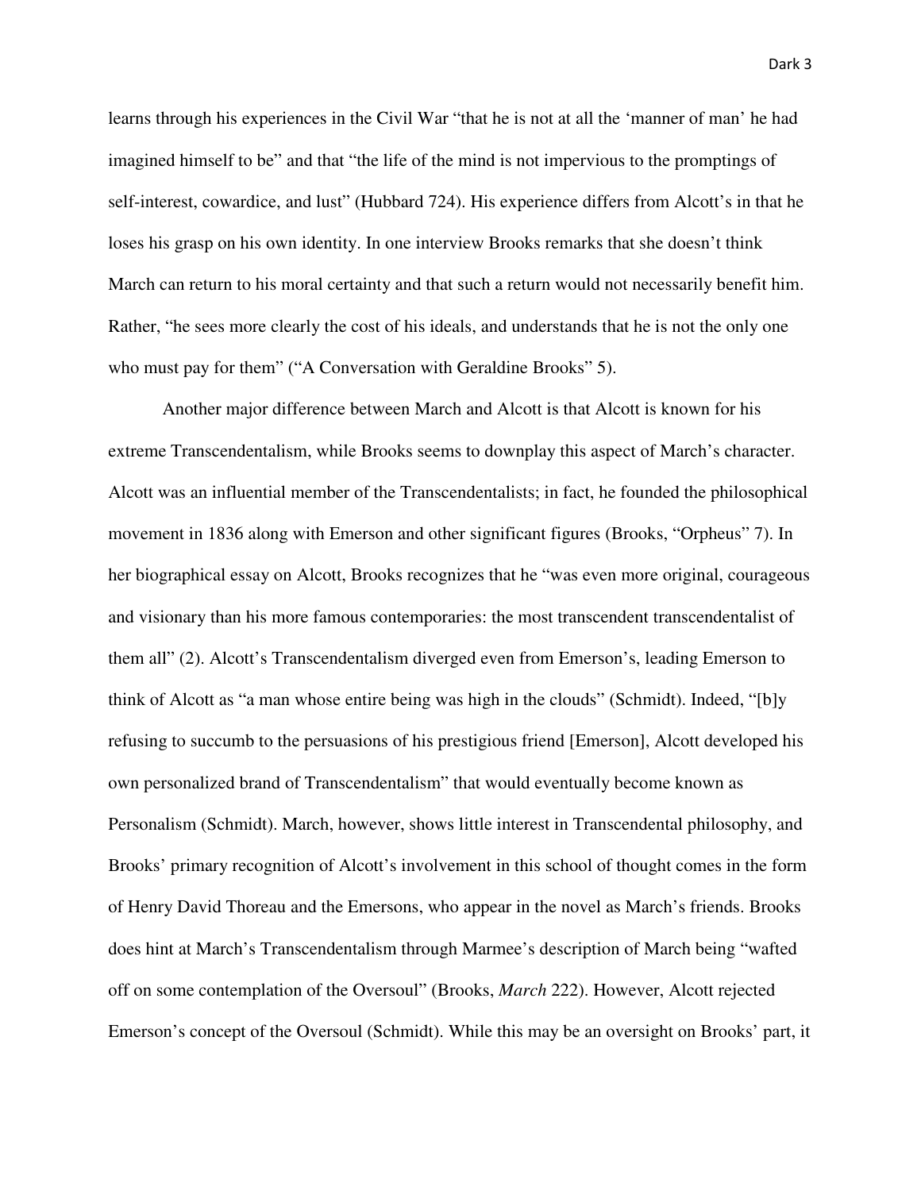learns through his experiences in the Civil War "that he is not at all the 'manner of man' he had imagined himself to be" and that "the life of the mind is not impervious to the promptings of self-interest, cowardice, and lust" (Hubbard 724). His experience differs from Alcott's in that he loses his grasp on his own identity. In one interview Brooks remarks that she doesn't think March can return to his moral certainty and that such a return would not necessarily benefit him. Rather, "he sees more clearly the cost of his ideals, and understands that he is not the only one who must pay for them" ("A Conversation with Geraldine Brooks" 5).

Another major difference between March and Alcott is that Alcott is known for his extreme Transcendentalism, while Brooks seems to downplay this aspect of March's character. Alcott was an influential member of the Transcendentalists; in fact, he founded the philosophical movement in 1836 along with Emerson and other significant figures (Brooks, "Orpheus" 7). In her biographical essay on Alcott, Brooks recognizes that he "was even more original, courageous and visionary than his more famous contemporaries: the most transcendent transcendentalist of them all" (2). Alcott's Transcendentalism diverged even from Emerson's, leading Emerson to think of Alcott as "a man whose entire being was high in the clouds" (Schmidt). Indeed, "[b]y refusing to succumb to the persuasions of his prestigious friend [Emerson], Alcott developed his own personalized brand of Transcendentalism" that would eventually become known as Personalism (Schmidt). March, however, shows little interest in Transcendental philosophy, and Brooks' primary recognition of Alcott's involvement in this school of thought comes in the form of Henry David Thoreau and the Emersons, who appear in the novel as March's friends. Brooks does hint at March's Transcendentalism through Marmee's description of March being "wafted off on some contemplation of the Oversoul" (Brooks, *March* 222). However, Alcott rejected Emerson's concept of the Oversoul (Schmidt). While this may be an oversight on Brooks' part, it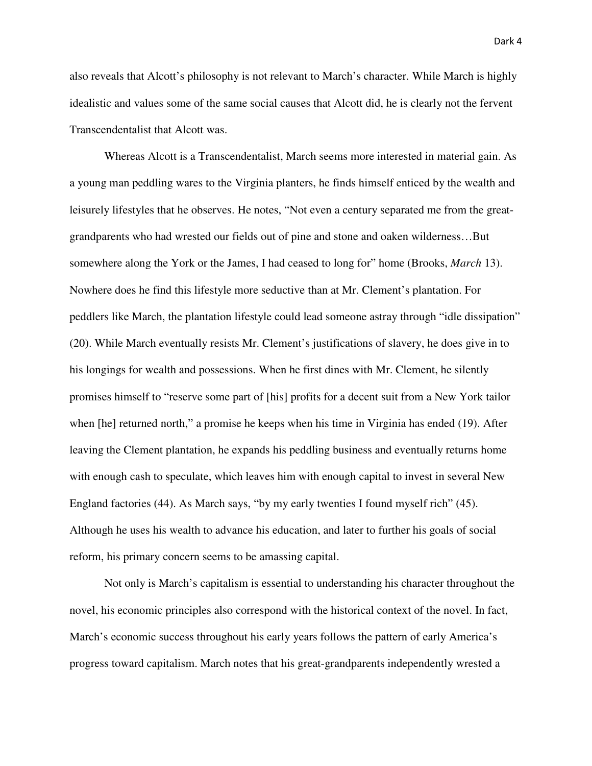also reveals that Alcott's philosophy is not relevant to March's character. While March is highly idealistic and values some of the same social causes that Alcott did, he is clearly not the fervent Transcendentalist that Alcott was.

Whereas Alcott is a Transcendentalist, March seems more interested in material gain. As a young man peddling wares to the Virginia planters, he finds himself enticed by the wealth and leisurely lifestyles that he observes. He notes, "Not even a century separated me from the great-grandparents who had wrested our fields out of pine and stone and oaken wilderness…But somewhere along the York or the James, I had ceased to long for" home (Brooks, *March* 13). Nowhere does he find this lifestyle more seductive than at Mr. Clement's plantation. For peddlers like March, the plantation lifestyle could lead someone astray through "idle dissipation" (20). While March eventually resists Mr. Clement's justifications of slavery, he does give in to his longings for wealth and possessions. When he first dines with Mr. Clement, he silently promises himself to "reserve some part of [his] profits for a decent suit from a New York tailor when [he] returned north," a promise he keeps when his time in Virginia has ended (19). After leaving the Clement plantation, he expands his peddling business and eventually returns home with enough cash to speculate, which leaves him with enough capital to invest in several New England factories (44). As March says, "by my early twenties I found myself rich" (45). Although he uses his wealth to advance his education, and later to further his goals of social reform, his primary concern seems to be amassing capital.

Not only is March's capitalism is essential to understanding his character throughout the novel, his economic principles also correspond with the historical context of the novel. In fact, March's economic success throughout his early years follows the pattern of early America's progress toward capitalism. March notes that his great-grandparents independently wrested a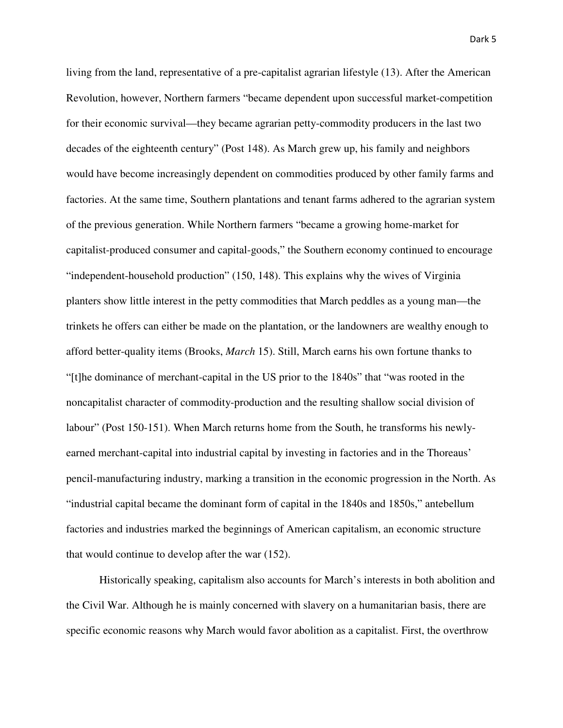living from the land, representative of a pre-capitalist agrarian lifestyle (13). After the American Revolution, however, Northern farmers "became dependent upon successful market-competition for their economic survival—they became agrarian petty-commodity producers in the last two decades of the eighteenth century" (Post 148). As March grew up, his family and neighbors would have become increasingly dependent on commodities produced by other family farms and factories. At the same time, Southern plantations and tenant farms adhered to the agrarian system of the previous generation. While Northern farmers "became a growing home-market for capitalist-produced consumer and capital-goods," the Southern economy continued to encourage "independent-household production" (150, 148). This explains why the wives of Virginia planters show little interest in the petty commodities that March peddles as a young man—the trinkets he offers can either be made on the plantation, or the landowners are wealthy enough to afford better-quality items (Brooks, *March* 15). Still, March earns his own fortune thanks to "[t]he dominance of merchant-capital in the US prior to the 1840s" that "was rooted in the noncapitalist character of commodity-production and the resulting shallow social division of labour" (Post 150-151). When March returns home from the South, he transforms his newly-earned merchant-capital into industrial capital by investing in factories and in the Thoreaus' pencil-manufacturing industry, marking a transition in the economic progression in the North. As "industrial capital became the dominant form of capital in the 1840s and 1850s," antebellum factories and industries marked the beginnings of American capitalism, an economic structure that would continue to develop after the war (152).

Historically speaking, capitalism also accounts for March's interests in both abolition and the Civil War. Although he is mainly concerned with slavery on a humanitarian basis, there are specific economic reasons why March would favor abolition as a capitalist. First, the overthrow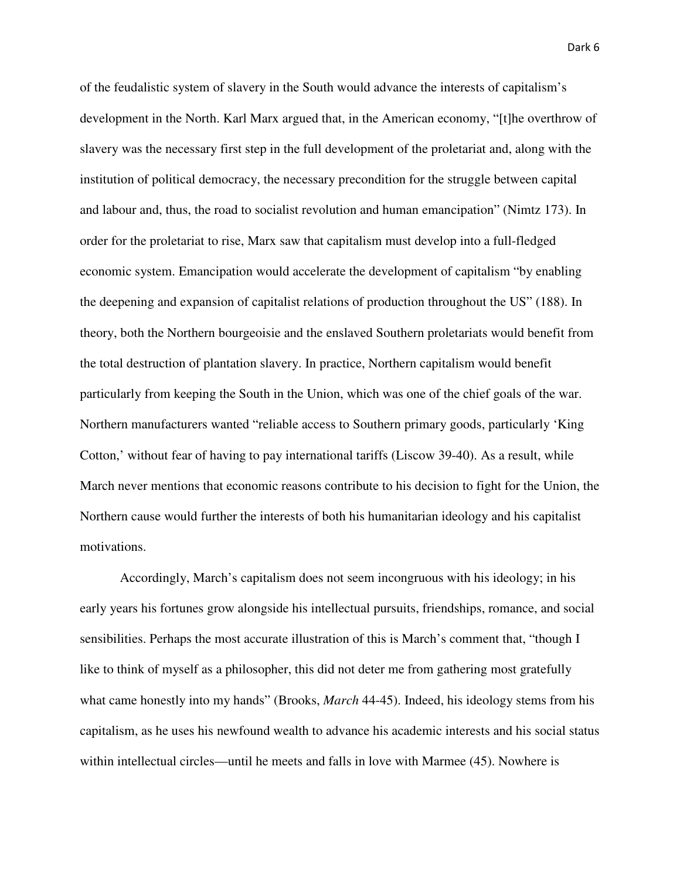of the feudalistic system of slavery in the South would advance the interests of capitalism's development in the North. Karl Marx argued that, in the American economy, "[t]he overthrow of slavery was the necessary first step in the full development of the proletariat and, along with the institution of political democracy, the necessary precondition for the struggle between capital and labour and, thus, the road to socialist revolution and human emancipation" (Nimtz 173). In order for the proletariat to rise, Marx saw that capitalism must develop into a full-fledged economic system. Emancipation would accelerate the development of capitalism "by enabling the deepening and expansion of capitalist relations of production throughout the US" (188). In theory, both the Northern bourgeoisie and the enslaved Southern proletariats would benefit from the total destruction of plantation slavery. In practice, Northern capitalism would benefit particularly from keeping the South in the Union, which was one of the chief goals of the war. Northern manufacturers wanted "reliable access to Southern primary goods, particularly 'King Cotton,' without fear of having to pay international tariffs (Liscow 39-40). As a result, while March never mentions that economic reasons contribute to his decision to fight for the Union, the Northern cause would further the interests of both his humanitarian ideology and his capitalist motivations.

Accordingly, March's capitalism does not seem incongruous with his ideology; in his early years his fortunes grow alongside his intellectual pursuits, friendships, romance, and social sensibilities. Perhaps the most accurate illustration of this is March's comment that, "though I like to think of myself as a philosopher, this did not deter me from gathering most gratefully what came honestly into my hands" (Brooks, *March* 44-45). Indeed, his ideology stems from his capitalism, as he uses his newfound wealth to advance his academic interests and his social status within intellectual circles—until he meets and falls in love with Marmee (45). Nowhere is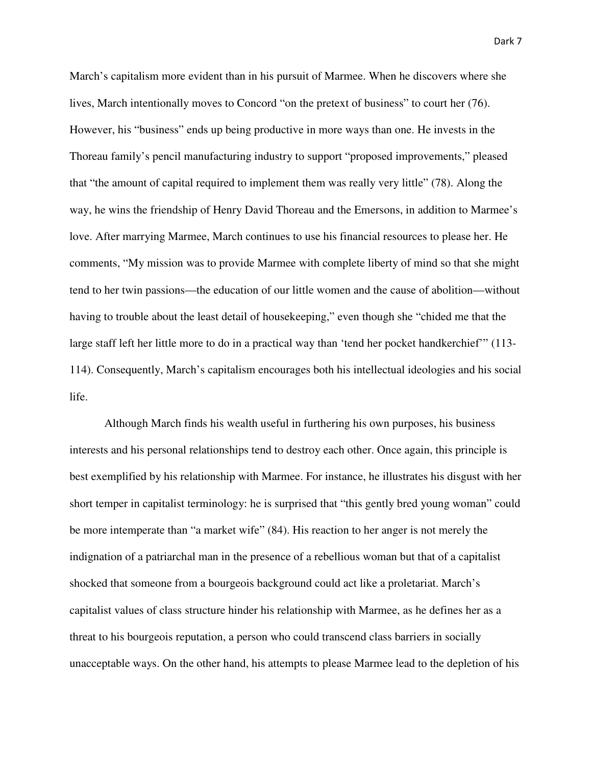March's capitalism more evident than in his pursuit of Marmee. When he discovers where she lives, March intentionally moves to Concord "on the pretext of business" to court her (76). However, his "business" ends up being productive in more ways than one. He invests in the Thoreau family's pencil manufacturing industry to support "proposed improvements," pleased that "the amount of capital required to implement them was really very little" (78). Along the way, he wins the friendship of Henry David Thoreau and the Emersons, in addition to Marmee's love. After marrying Marmee, March continues to use his financial resources to please her. He comments, "My mission was to provide Marmee with complete liberty of mind so that she might tend to her twin passions—the education of our little women and the cause of abolition—without having to trouble about the least detail of housekeeping," even though she "chided me that the large staff left her little more to do in a practical way than 'tend her pocket handkerchief'" (113-114). Consequently, March's capitalism encourages both his intellectual ideologies and his social life.

Although March finds his wealth useful in furthering his own purposes, his business interests and his personal relationships tend to destroy each other. Once again, this principle is best exemplified by his relationship with Marmee. For instance, he illustrates his disgust with her short temper in capitalist terminology: he is surprised that "this gently bred young woman" could be more intemperate than "a market wife" (84). His reaction to her anger is not merely the indignation of a patriarchal man in the presence of a rebellious woman but that of a capitalist shocked that someone from a bourgeois background could act like a proletariat. March's capitalist values of class structure hinder his relationship with Marmee, as he defines her as a threat to his bourgeois reputation, a person who could transcend class barriers in socially unacceptable ways. On the other hand, his attempts to please Marmee lead to the depletion of his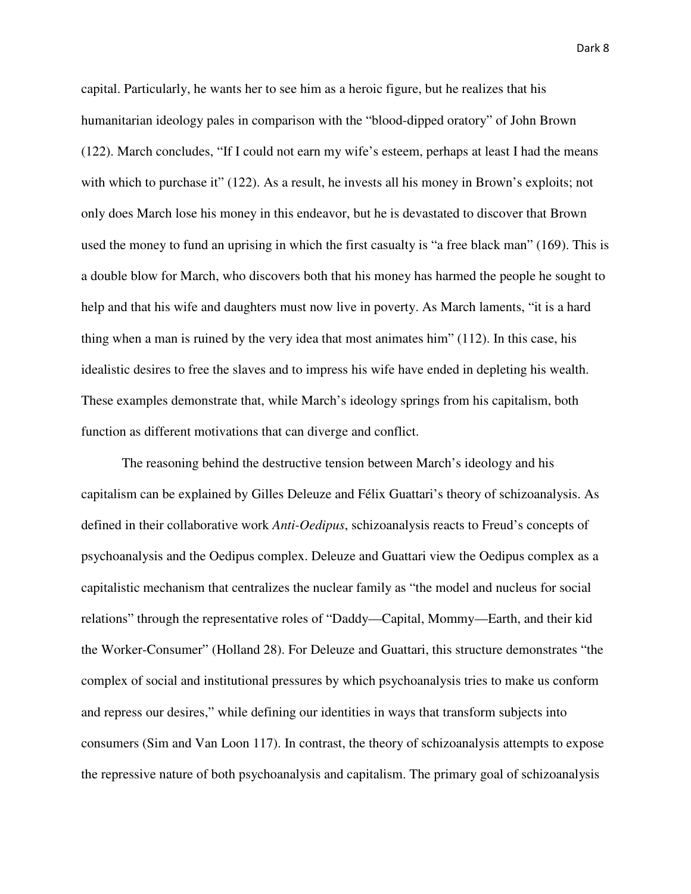capital. Particularly, he wants her to see him as a heroic figure, but he realizes that his humanitarian ideology pales in comparison with the "blood-dipped oratory" of John Brown (122). March concludes, "If I could not earn my wife's esteem, perhaps at least I had the means with which to purchase it" (122). As a result, he invests all his money in Brown's exploits; not only does March lose his money in this endeavor, but he is devastated to discover that Brown used the money to fund an uprising in which the first casualty is "a free black man" (169). This is a double blow for March, who discovers both that his money has harmed the people he sought to help and that his wife and daughters must now live in poverty. As March laments, "it is a hard thing when a man is ruined by the very idea that most animates him" (112). In this case, his idealistic desires to free the slaves and to impress his wife have ended in depleting his wealth. These examples demonstrate that, while March's ideology springs from his capitalism, both function as different motivations that can diverge and conflict.

The reasoning behind the destructive tension between March's ideology and his capitalism can be explained by Gilles Deleuze and Félix Guattari's theory of schizoanalysis. As defined in their collaborative work *Anti-Oedipus*, schizoanalysis reacts to Freud's concepts of psychoanalysis and the Oedipus complex. Deleuze and Guattari view the Oedipus complex as a capitalistic mechanism that centralizes the nuclear family as "the model and nucleus for social relations" through the representative roles of "Daddy—Capital, Mommy—Earth, and their kid the Worker-Consumer" (Holland 28). For Deleuze and Guattari, this structure demonstrates "the complex of social and institutional pressures by which psychoanalysis tries to make us conform and repress our desires," while defining our identities in ways that transform subjects into consumers (Sim and Van Loon 117). In contrast, the theory of schizoanalysis attempts to expose the repressive nature of both psychoanalysis and capitalism. The primary goal of schizoanalysis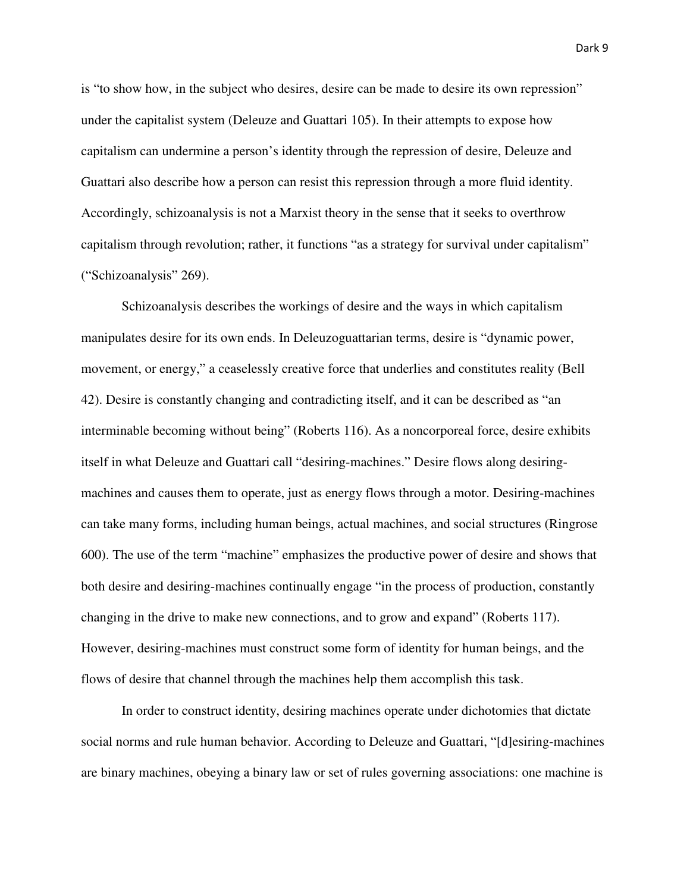is "to show how, in the subject who desires, desire can be made to desire its own repression" under the capitalist system (Deleuze and Guattari 105). In their attempts to expose how capitalism can undermine a person's identity through the repression of desire, Deleuze and Guattari also describe how a person can resist this repression through a more fluid identity. Accordingly, schizoanalysis is not a Marxist theory in the sense that it seeks to overthrow capitalism through revolution; rather, it functions "as a strategy for survival under capitalism" ("Schizoanalysis" 269).

Schizoanalysis describes the workings of desire and the ways in which capitalism manipulates desire for its own ends. In Deleuzoguattarian terms, desire is "dynamic power, movement, or energy," a ceaselessly creative force that underlies and constitutes reality (Bell 42). Desire is constantly changing and contradicting itself, and it can be described as "an interminable becoming without being" (Roberts 116). As a noncorporeal force, desire exhibits itself in what Deleuze and Guattari call "desiring-machines." Desire flows along desiring-machines and causes them to operate, just as energy flows through a motor. Desiring-machines can take many forms, including human beings, actual machines, and social structures (Ringrose 600). The use of the term "machine" emphasizes the productive power of desire and shows that both desire and desiring-machines continually engage "in the process of production, constantly changing in the drive to make new connections, and to grow and expand" (Roberts 117). However, desiring-machines must construct some form of identity for human beings, and the flows of desire that channel through the machines help them accomplish this task.

In order to construct identity, desiring machines operate under dichotomies that dictate social norms and rule human behavior. According to Deleuze and Guattari, "[d]esiring-machines are binary machines, obeying a binary law or set of rules governing associations: one machine is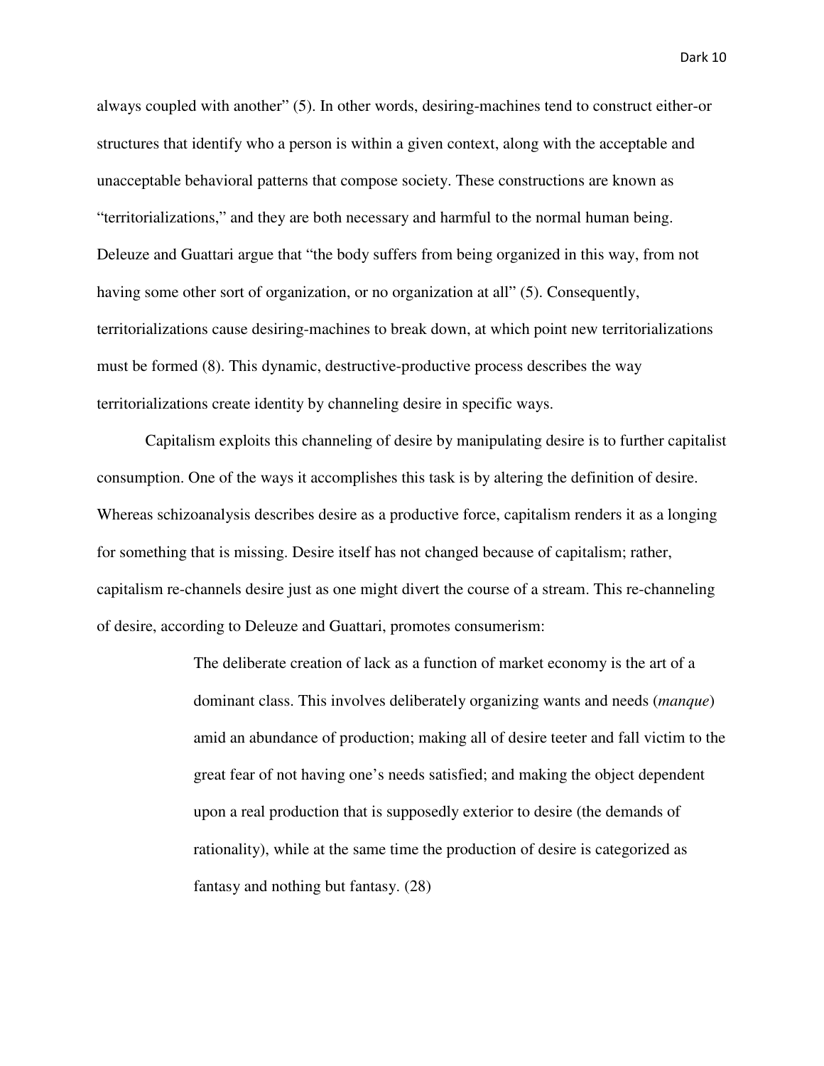always coupled with another" (5). In other words, desiring-machines tend to construct either-or structures that identify who a person is within a given context, along with the acceptable and unacceptable behavioral patterns that compose society. These constructions are known as "territorializations," and they are both necessary and harmful to the normal human being. Deleuze and Guattari argue that "the body suffers from being organized in this way, from not having some other sort of organization, or no organization at all" (5). Consequently, territorializations cause desiring-machines to break down, at which point new territorializations must be formed (8). This dynamic, destructive-productive process describes the way territorializations create identity by channeling desire in specific ways.

Capitalism exploits this channeling of desire by manipulating desire is to further capitalist consumption. One of the ways it accomplishes this task is by altering the definition of desire. Whereas schizoanalysis describes desire as a productive force, capitalism renders it as a longing for something that is missing. Desire itself has not changed because of capitalism; rather, capitalism re-channels desire just as one might divert the course of a stream. This re-channeling of desire, according to Deleuze and Guattari, promotes consumerism:

> The deliberate creation of lack as a function of market economy is the art of a dominant class. This involves deliberately organizing wants and needs (*manque*) amid an abundance of production; making all of desire teeter and fall victim to the great fear of not having one's needs satisfied; and making the object dependent upon a real production that is supposedly exterior to desire (the demands of rationality), while at the same time the production of desire is categorized as fantasy and nothing but fantasy. (28)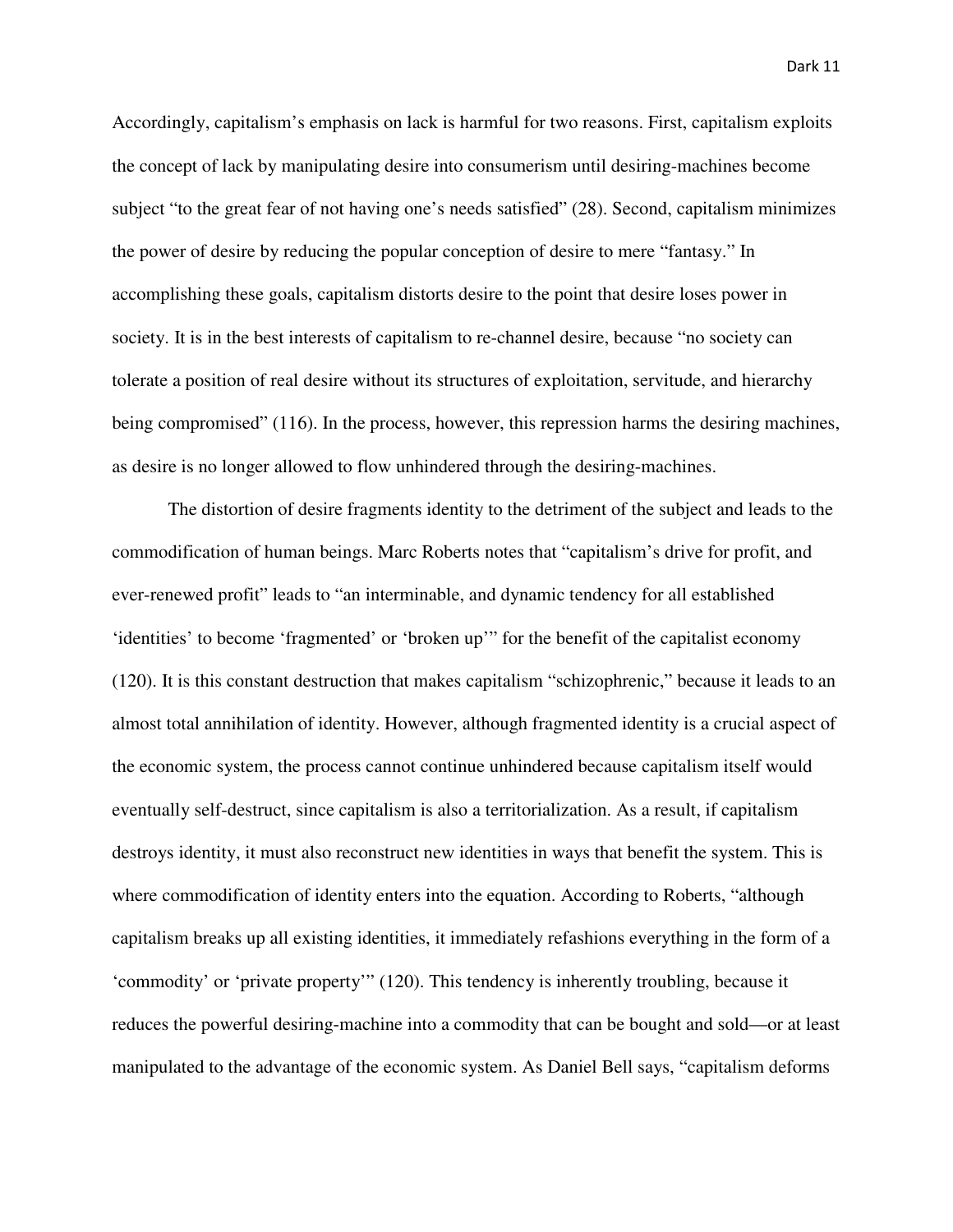Accordingly, capitalism's emphasis on lack is harmful for two reasons. First, capitalism exploits the concept of lack by manipulating desire into consumerism until desiring-machines become subject "to the great fear of not having one's needs satisfied" (28). Second, capitalism minimizes the power of desire by reducing the popular conception of desire to mere "fantasy." In accomplishing these goals, capitalism distorts desire to the point that desire loses power in society. It is in the best interests of capitalism to re-channel desire, because "no society can tolerate a position of real desire without its structures of exploitation, servitude, and hierarchy being compromised" (116). In the process, however, this repression harms the desiring machines, as desire is no longer allowed to flow unhindered through the desiring-machines.

The distortion of desire fragments identity to the detriment of the subject and leads to the commodification of human beings. Marc Roberts notes that "capitalism's drive for profit, and ever-renewed profit" leads to "an interminable, and dynamic tendency for all established 'identities' to become 'fragmented' or 'broken up'" for the benefit of the capitalist economy (120). It is this constant destruction that makes capitalism "schizophrenic," because it leads to an almost total annihilation of identity. However, although fragmented identity is a crucial aspect of the economic system, the process cannot continue unhindered because capitalism itself would eventually self-destruct, since capitalism is also a territorialization. As a result, if capitalism destroys identity, it must also reconstruct new identities in ways that benefit the system. This is where commodification of identity enters into the equation. According to Roberts, "although capitalism breaks up all existing identities, it immediately refashions everything in the form of a 'commodity' or 'private property'" (120). This tendency is inherently troubling, because it reduces the powerful desiring-machine into a commodity that can be bought and sold—or at least manipulated to the advantage of the economic system. As Daniel Bell says, "capitalism deforms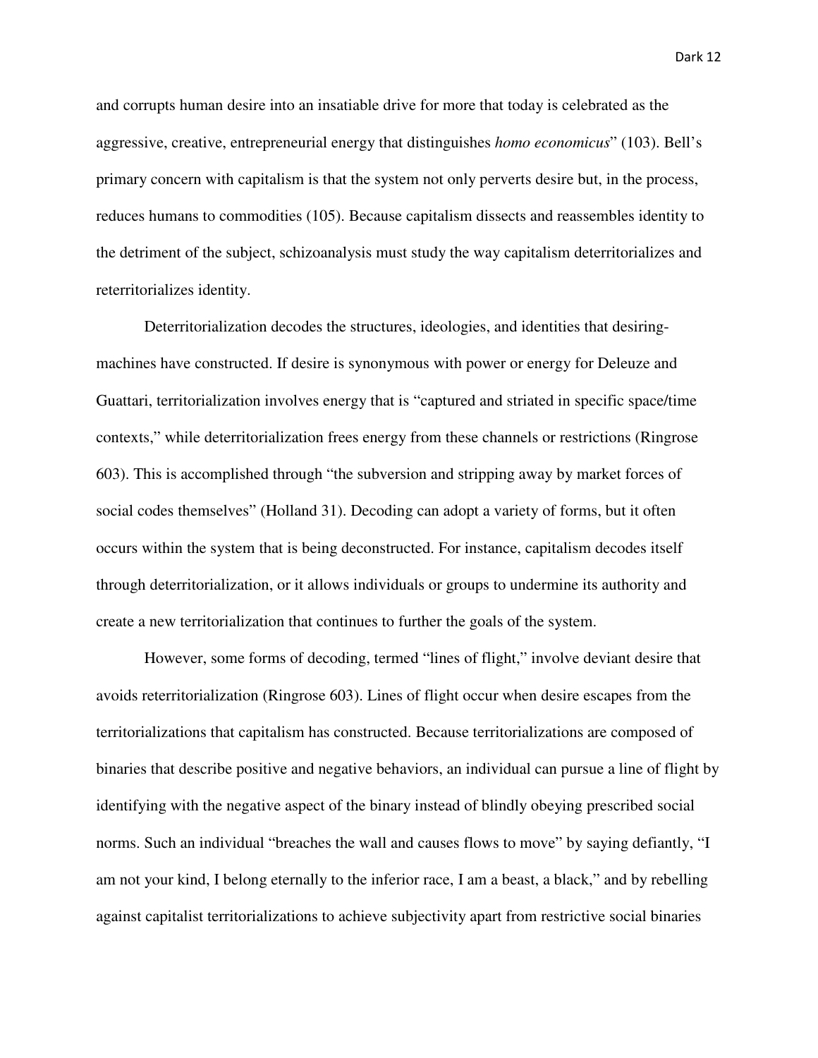and corrupts human desire into an insatiable drive for more that today is celebrated as the aggressive, creative, entrepreneurial energy that distinguishes *homo economicus*" (103). Bell's primary concern with capitalism is that the system not only perverts desire but, in the process, reduces humans to commodities (105). Because capitalism dissects and reassembles identity to the detriment of the subject, schizoanalysis must study the way capitalism deterritorializes and reterritorializes identity.

Deterritorialization decodes the structures, ideologies, and identities that desiring-machines have constructed. If desire is synonymous with power or energy for Deleuze and Guattari, territorialization involves energy that is "captured and striated in specific space/time contexts," while deterritorialization frees energy from these channels or restrictions (Ringrose 603). This is accomplished through "the subversion and stripping away by market forces of social codes themselves" (Holland 31). Decoding can adopt a variety of forms, but it often occurs within the system that is being deconstructed. For instance, capitalism decodes itself through deterritorialization, or it allows individuals or groups to undermine its authority and create a new territorialization that continues to further the goals of the system.

However, some forms of decoding, termed "lines of flight," involve deviant desire that avoids reterritorialization (Ringrose 603). Lines of flight occur when desire escapes from the territorializations that capitalism has constructed. Because territorializations are composed of binaries that describe positive and negative behaviors, an individual can pursue a line of flight by identifying with the negative aspect of the binary instead of blindly obeying prescribed social norms. Such an individual "breaches the wall and causes flows to move" by saying defiantly, "I am not your kind, I belong eternally to the inferior race, I am a beast, a black," and by rebelling against capitalist territorializations to achieve subjectivity apart from restrictive social binaries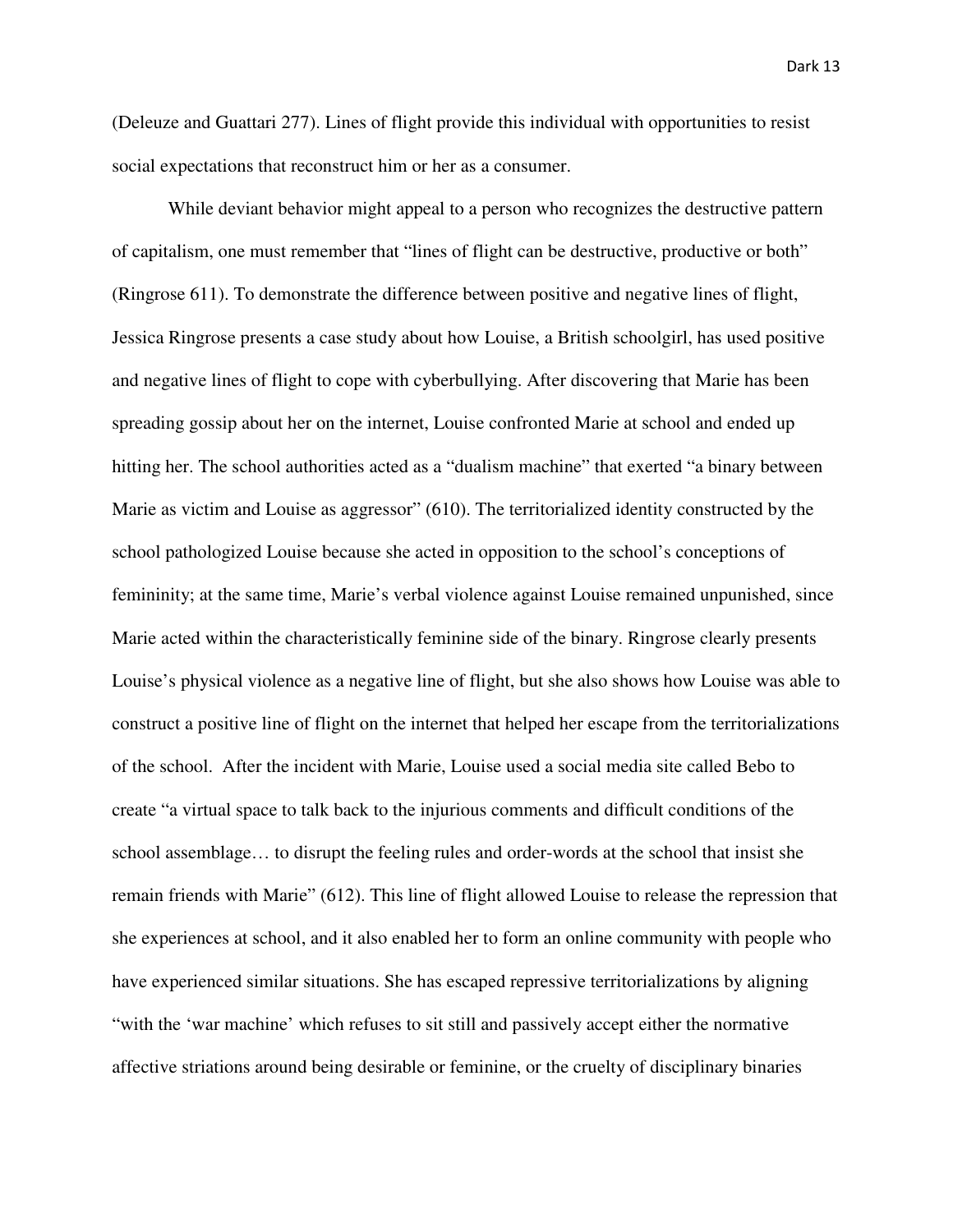(Deleuze and Guattari 277). Lines of flight provide this individual with opportunities to resist social expectations that reconstruct him or her as a consumer.

While deviant behavior might appeal to a person who recognizes the destructive pattern of capitalism, one must remember that "lines of flight can be destructive, productive or both" (Ringrose 611). To demonstrate the difference between positive and negative lines of flight, Jessica Ringrose presents a case study about how Louise, a British schoolgirl, has used positive and negative lines of flight to cope with cyberbullying. After discovering that Marie has been spreading gossip about her on the internet, Louise confronted Marie at school and ended up hitting her. The school authorities acted as a "dualism machine" that exerted "a binary between Marie as victim and Louise as aggressor" (610). The territorialized identity constructed by the school pathologized Louise because she acted in opposition to the school's conceptions of femininity; at the same time, Marie's verbal violence against Louise remained unpunished, since Marie acted within the characteristically feminine side of the binary. Ringrose clearly presents Louise's physical violence as a negative line of flight, but she also shows how Louise was able to construct a positive line of flight on the internet that helped her escape from the territorializations of the school. After the incident with Marie, Louise used a social media site called Bebo to create "a virtual space to talk back to the injurious comments and difficult conditions of the school assemblage… to disrupt the feeling rules and order-words at the school that insist she remain friends with Marie" (612). This line of flight allowed Louise to release the repression that she experiences at school, and it also enabled her to form an online community with people who have experienced similar situations. She has escaped repressive territorializations by aligning "with the 'war machine' which refuses to sit still and passively accept either the normative affective striations around being desirable or feminine, or the cruelty of disciplinary binaries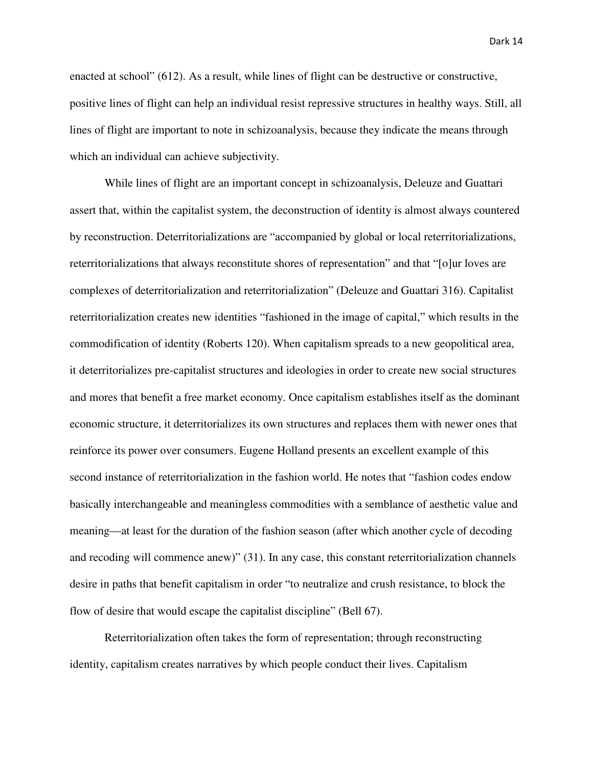enacted at school" (612). As a result, while lines of flight can be destructive or constructive, positive lines of flight can help an individual resist repressive structures in healthy ways. Still, all lines of flight are important to note in schizoanalysis, because they indicate the means through which an individual can achieve subjectivity.

While lines of flight are an important concept in schizoanalysis, Deleuze and Guattari assert that, within the capitalist system, the deconstruction of identity is almost always countered by reconstruction. Deterritorializations are "accompanied by global or local reterritorializations, reterritorializations that always reconstitute shores of representation" and that "[o]ur loves are complexes of deterritorialization and reterritorialization" (Deleuze and Guattari 316). Capitalist reterritorialization creates new identities "fashioned in the image of capital," which results in the commodification of identity (Roberts 120). When capitalism spreads to a new geopolitical area, it deterritorializes pre-capitalist structures and ideologies in order to create new social structures and mores that benefit a free market economy. Once capitalism establishes itself as the dominant economic structure, it deterritorializes its own structures and replaces them with newer ones that reinforce its power over consumers. Eugene Holland presents an excellent example of this second instance of reterritorialization in the fashion world. He notes that "fashion codes endow basically interchangeable and meaningless commodities with a semblance of aesthetic value and meaning—at least for the duration of the fashion season (after which another cycle of decoding and recoding will commence anew)" (31). In any case, this constant reterritorialization channels desire in paths that benefit capitalism in order "to neutralize and crush resistance, to block the flow of desire that would escape the capitalist discipline" (Bell 67).

Reterritorialization often takes the form of representation; through reconstructing identity, capitalism creates narratives by which people conduct their lives. Capitalism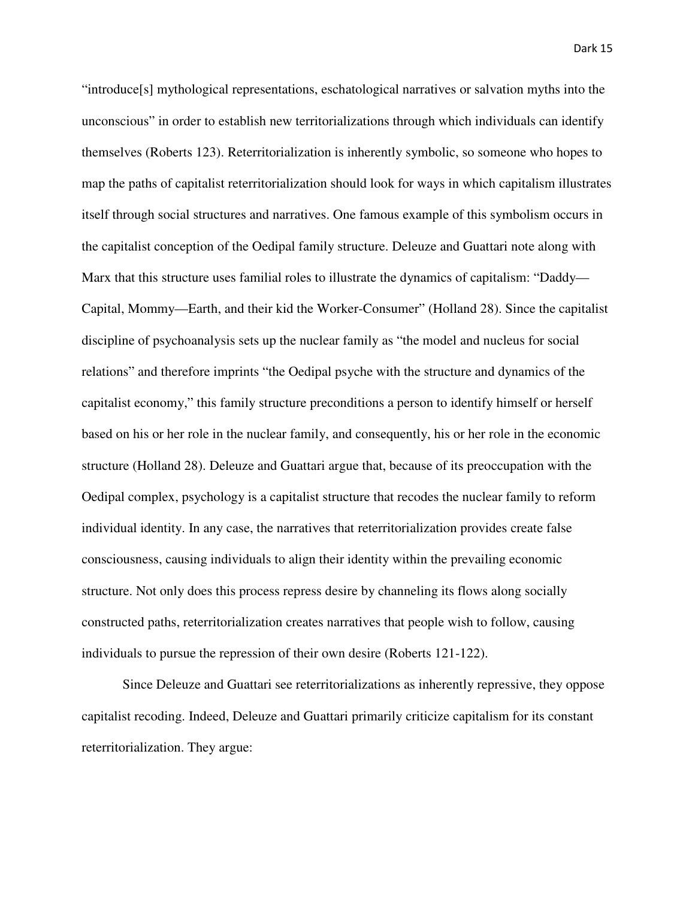"introduce[s] mythological representations, eschatological narratives or salvation myths into the unconscious" in order to establish new territorializations through which individuals can identify themselves (Roberts 123). Reterritorialization is inherently symbolic, so someone who hopes to map the paths of capitalist reterritorialization should look for ways in which capitalism illustrates itself through social structures and narratives. One famous example of this symbolism occurs in the capitalist conception of the Oedipal family structure. Deleuze and Guattari note along with Marx that this structure uses familial roles to illustrate the dynamics of capitalism: "Daddy—Capital, Mommy—Earth, and their kid the Worker-Consumer" (Holland 28). Since the capitalist discipline of psychoanalysis sets up the nuclear family as "the model and nucleus for social relations" and therefore imprints "the Oedipal psyche with the structure and dynamics of the capitalist economy," this family structure preconditions a person to identify himself or herself based on his or her role in the nuclear family, and consequently, his or her role in the economic structure (Holland 28). Deleuze and Guattari argue that, because of its preoccupation with the Oedipal complex, psychology is a capitalist structure that recodes the nuclear family to reform individual identity. In any case, the narratives that reterritorialization provides create false consciousness, causing individuals to align their identity within the prevailing economic structure. Not only does this process repress desire by channeling its flows along socially constructed paths, reterritorialization creates narratives that people wish to follow, causing individuals to pursue the repression of their own desire (Roberts 121-122).

Since Deleuze and Guattari see reterritorializations as inherently repressive, they oppose capitalist recoding. Indeed, Deleuze and Guattari primarily criticize capitalism for its constant reterritorialization. They argue: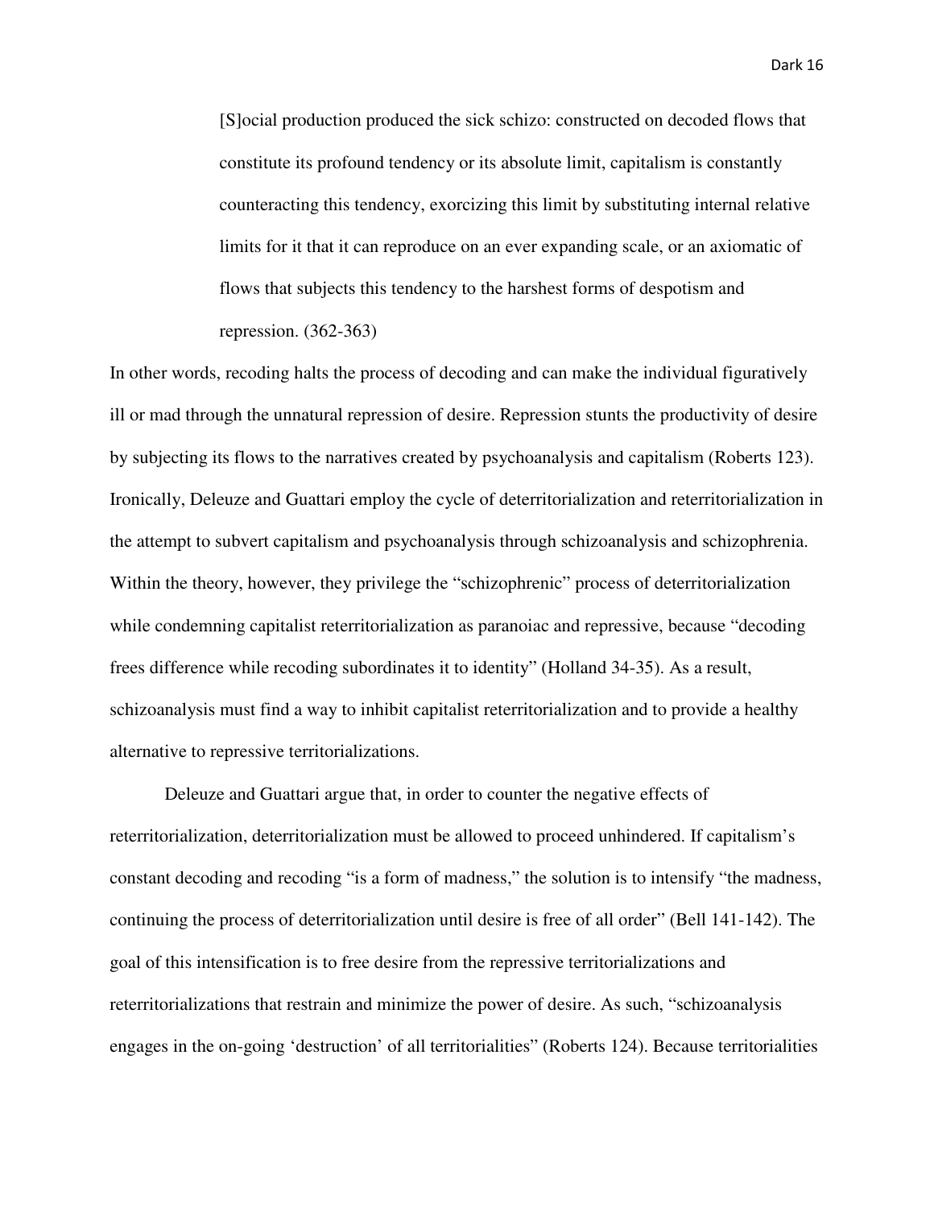> [S]ocial production produced the sick schizo: constructed on decoded flows that constitute its profound tendency or its absolute limit, capitalism is constantly counteracting this tendency, exorcizing this limit by substituting internal relative limits for it that it can reproduce on an ever expanding scale, or an axiomatic of flows that subjects this tendency to the harshest forms of despotism and repression. (362-363)

In other words, recoding halts the process of decoding and can make the individual figuratively ill or mad through the unnatural repression of desire. Repression stunts the productivity of desire by subjecting its flows to the narratives created by psychoanalysis and capitalism (Roberts 123). Ironically, Deleuze and Guattari employ the cycle of deterritorialization and reterritorialization in the attempt to subvert capitalism and psychoanalysis through schizoanalysis and schizophrenia. Within the theory, however, they privilege the "schizophrenic" process of deterritorialization while condemning capitalist reterritorialization as paranoiac and repressive, because "decoding frees difference while recoding subordinates it to identity" (Holland 34-35). As a result, schizoanalysis must find a way to inhibit capitalist reterritorialization and to provide a healthy alternative to repressive territorializations.

Deleuze and Guattari argue that, in order to counter the negative effects of reterritorialization, deterritorialization must be allowed to proceed unhindered. If capitalism's constant decoding and recoding "is a form of madness," the solution is to intensify "the madness, continuing the process of deterritorialization until desire is free of all order" (Bell 141-142). The goal of this intensification is to free desire from the repressive territorializations and reterritorializations that restrain and minimize the power of desire. As such, "schizoanalysis engages in the on-going 'destruction' of all territorialities" (Roberts 124). Because territorialities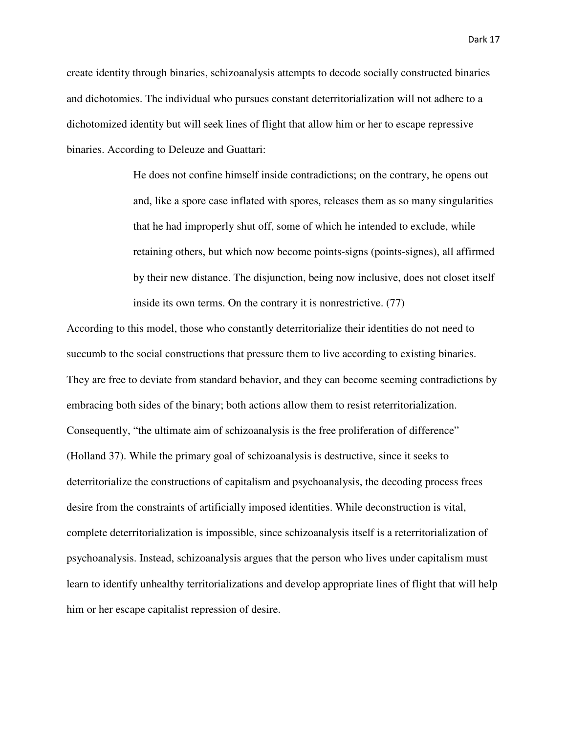create identity through binaries, schizoanalysis attempts to decode socially constructed binaries and dichotomies. The individual who pursues constant deterritorialization will not adhere to a dichotomized identity but will seek lines of flight that allow him or her to escape repressive binaries. According to Deleuze and Guattari:

> He does not confine himself inside contradictions; on the contrary, he opens out and, like a spore case inflated with spores, releases them as so many singularities that he had improperly shut off, some of which he intended to exclude, while retaining others, but which now become points-signs (points-signes), all affirmed by their new distance. The disjunction, being now inclusive, does not closet itself inside its own terms. On the contrary it is nonrestrictive. (77)

According to this model, those who constantly deterritorialize their identities do not need to succumb to the social constructions that pressure them to live according to existing binaries. They are free to deviate from standard behavior, and they can become seeming contradictions by embracing both sides of the binary; both actions allow them to resist reterritorialization. Consequently, "the ultimate aim of schizoanalysis is the free proliferation of difference" (Holland 37). While the primary goal of schizoanalysis is destructive, since it seeks to deterritorialize the constructions of capitalism and psychoanalysis, the decoding process frees desire from the constraints of artificially imposed identities. While deconstruction is vital, complete deterritorialization is impossible, since schizoanalysis itself is a reterritorialization of psychoanalysis. Instead, schizoanalysis argues that the person who lives under capitalism must learn to identify unhealthy territorializations and develop appropriate lines of flight that will help him or her escape capitalist repression of desire.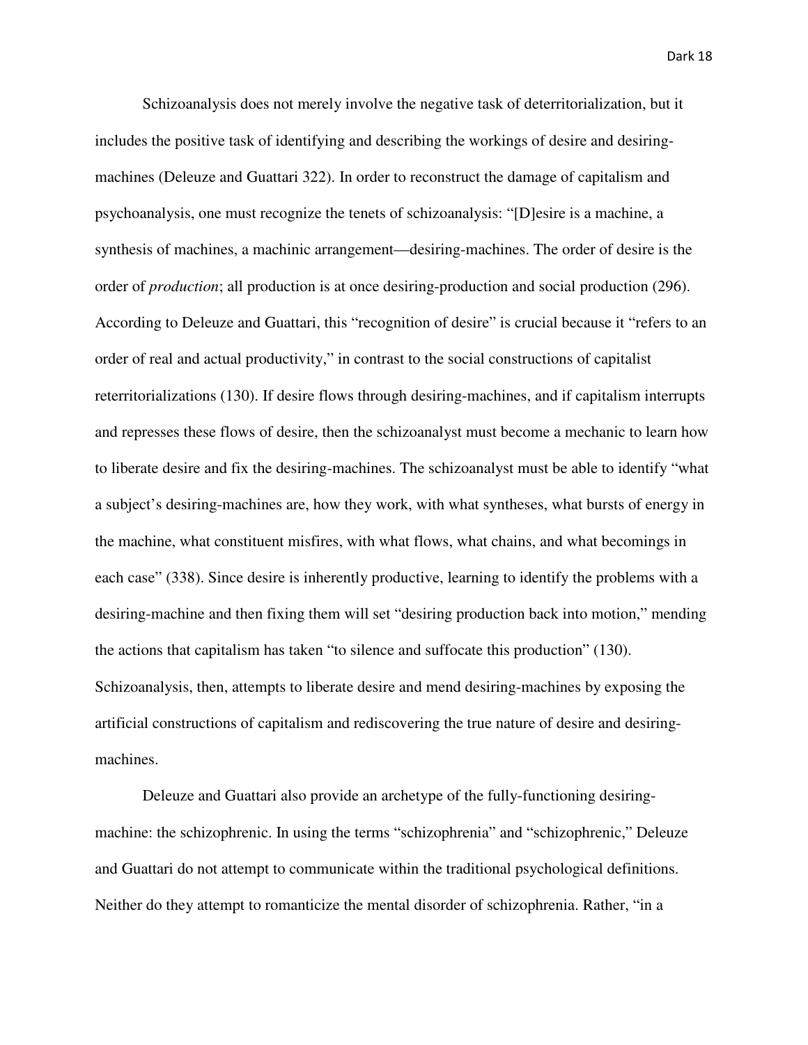Schizoanalysis does not merely involve the negative task of deterritorialization, but it includes the positive task of identifying and describing the workings of desire and desiring-machines (Deleuze and Guattari 322). In order to reconstruct the damage of capitalism and psychoanalysis, one must recognize the tenets of schizoanalysis: "[D]esire is a machine, a synthesis of machines, a machinic arrangement—desiring-machines. The order of desire is the order of *production*; all production is at once desiring-production and social production (296). According to Deleuze and Guattari, this "recognition of desire" is crucial because it "refers to an order of real and actual productivity," in contrast to the social constructions of capitalist reterritorializations (130). If desire flows through desiring-machines, and if capitalism interrupts and represses these flows of desire, then the schizoanalyst must become a mechanic to learn how to liberate desire and fix the desiring-machines. The schizoanalyst must be able to identify "what a subject's desiring-machines are, how they work, with what syntheses, what bursts of energy in the machine, what constituent misfires, with what flows, what chains, and what becomings in each case" (338). Since desire is inherently productive, learning to identify the problems with a desiring-machine and then fixing them will set "desiring production back into motion," mending the actions that capitalism has taken "to silence and suffocate this production" (130). Schizoanalysis, then, attempts to liberate desire and mend desiring-machines by exposing the artificial constructions of capitalism and rediscovering the true nature of desire and desiring-machines.

Deleuze and Guattari also provide an archetype of the fully-functioning desiring-machine: the schizophrenic. In using the terms "schizophrenia" and "schizophrenic," Deleuze and Guattari do not attempt to communicate within the traditional psychological definitions. Neither do they attempt to romanticize the mental disorder of schizophrenia. Rather, "in a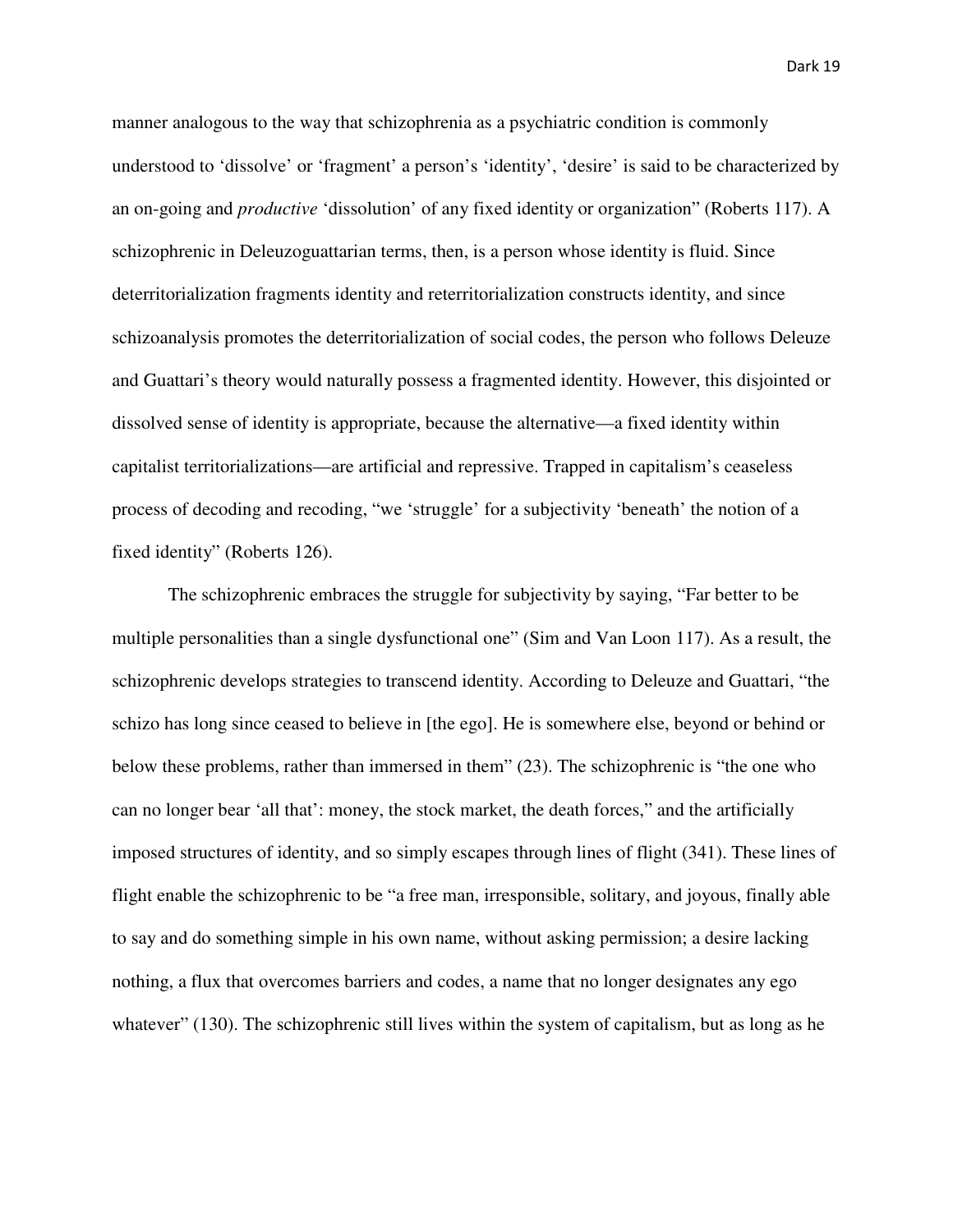manner analogous to the way that schizophrenia as a psychiatric condition is commonly understood to 'dissolve' or 'fragment' a person's 'identity', 'desire' is said to be characterized by an on-going and *productive* 'dissolution' of any fixed identity or organization" (Roberts 117). A schizophrenic in Deleuzoguattarian terms, then, is a person whose identity is fluid. Since deterritorialization fragments identity and reterritorialization constructs identity, and since schizoanalysis promotes the deterritorialization of social codes, the person who follows Deleuze and Guattari's theory would naturally possess a fragmented identity. However, this disjointed or dissolved sense of identity is appropriate, because the alternative—a fixed identity within capitalist territorializations—are artificial and repressive. Trapped in capitalism's ceaseless process of decoding and recoding, "we 'struggle' for a subjectivity 'beneath' the notion of a fixed identity" (Roberts 126).

The schizophrenic embraces the struggle for subjectivity by saying, "Far better to be multiple personalities than a single dysfunctional one" (Sim and Van Loon 117). As a result, the schizophrenic develops strategies to transcend identity. According to Deleuze and Guattari, "the schizo has long since ceased to believe in [the ego]. He is somewhere else, beyond or behind or below these problems, rather than immersed in them" (23). The schizophrenic is "the one who can no longer bear 'all that': money, the stock market, the death forces," and the artificially imposed structures of identity, and so simply escapes through lines of flight (341). These lines of flight enable the schizophrenic to be "a free man, irresponsible, solitary, and joyous, finally able to say and do something simple in his own name, without asking permission; a desire lacking nothing, a flux that overcomes barriers and codes, a name that no longer designates any ego whatever" (130). The schizophrenic still lives within the system of capitalism, but as long as he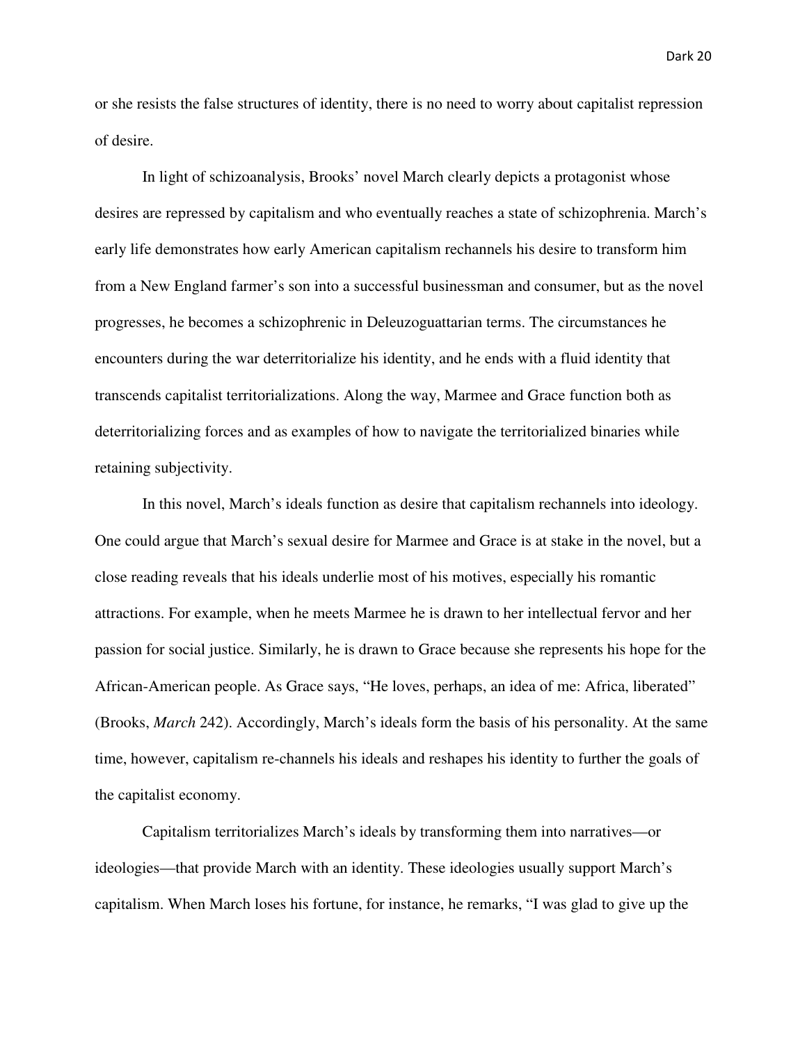or she resists the false structures of identity, there is no need to worry about capitalist repression of desire.

In light of schizoanalysis, Brooks' novel March clearly depicts a protagonist whose desires are repressed by capitalism and who eventually reaches a state of schizophrenia. March's early life demonstrates how early American capitalism rechannels his desire to transform him from a New England farmer's son into a successful businessman and consumer, but as the novel progresses, he becomes a schizophrenic in Deleuzoguattarian terms. The circumstances he encounters during the war deterritorialize his identity, and he ends with a fluid identity that transcends capitalist territorializations. Along the way, Marmee and Grace function both as deterritorializing forces and as examples of how to navigate the territorialized binaries while retaining subjectivity.

In this novel, March's ideals function as desire that capitalism rechannels into ideology. One could argue that March's sexual desire for Marmee and Grace is at stake in the novel, but a close reading reveals that his ideals underlie most of his motives, especially his romantic attractions. For example, when he meets Marmee he is drawn to her intellectual fervor and her passion for social justice. Similarly, he is drawn to Grace because she represents his hope for the African-American people. As Grace says, "He loves, perhaps, an idea of me: Africa, liberated" (Brooks, *March* 242). Accordingly, March's ideals form the basis of his personality. At the same time, however, capitalism re-channels his ideals and reshapes his identity to further the goals of the capitalist economy.

Capitalism territorializes March's ideals by transforming them into narratives—or ideologies—that provide March with an identity. These ideologies usually support March's capitalism. When March loses his fortune, for instance, he remarks, "I was glad to give up the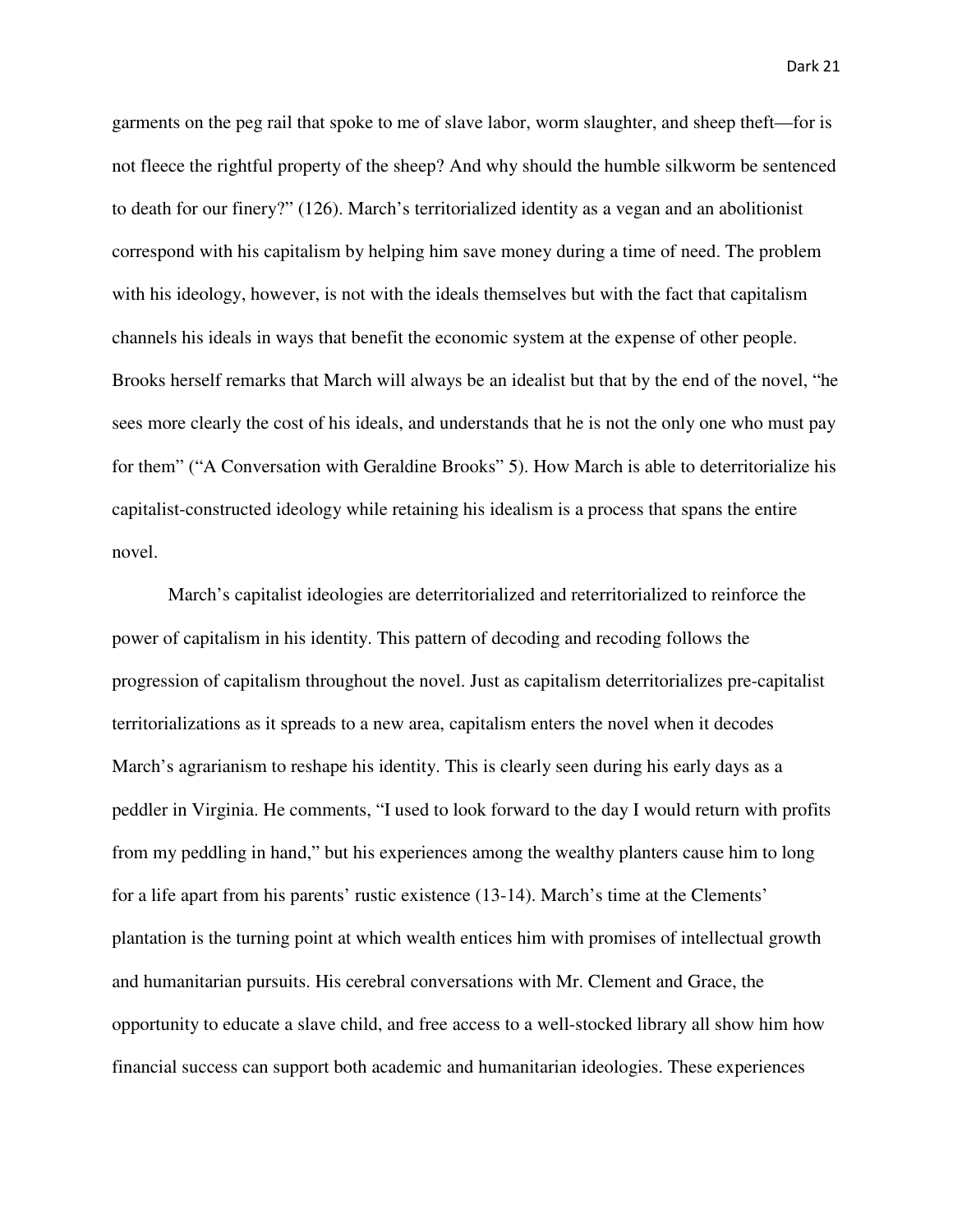garments on the peg rail that spoke to me of slave labor, worm slaughter, and sheep theft—for is not fleece the rightful property of the sheep? And why should the humble silkworm be sentenced to death for our finery?" (126). March's territorialized identity as a vegan and an abolitionist correspond with his capitalism by helping him save money during a time of need. The problem with his ideology, however, is not with the ideals themselves but with the fact that capitalism channels his ideals in ways that benefit the economic system at the expense of other people. Brooks herself remarks that March will always be an idealist but that by the end of the novel, "he sees more clearly the cost of his ideals, and understands that he is not the only one who must pay for them" ("A Conversation with Geraldine Brooks" 5). How March is able to deterritorialize his capitalist-constructed ideology while retaining his idealism is a process that spans the entire novel.

March's capitalist ideologies are deterritorialized and reterritorialized to reinforce the power of capitalism in his identity. This pattern of decoding and recoding follows the progression of capitalism throughout the novel. Just as capitalism deterritorializes pre-capitalist territorializations as it spreads to a new area, capitalism enters the novel when it decodes March's agrarianism to reshape his identity. This is clearly seen during his early days as a peddler in Virginia. He comments, "I used to look forward to the day I would return with profits from my peddling in hand," but his experiences among the wealthy planters cause him to long for a life apart from his parents' rustic existence (13-14). March's time at the Clements' plantation is the turning point at which wealth entices him with promises of intellectual growth and humanitarian pursuits. His cerebral conversations with Mr. Clement and Grace, the opportunity to educate a slave child, and free access to a well-stocked library all show him how financial success can support both academic and humanitarian ideologies. These experiences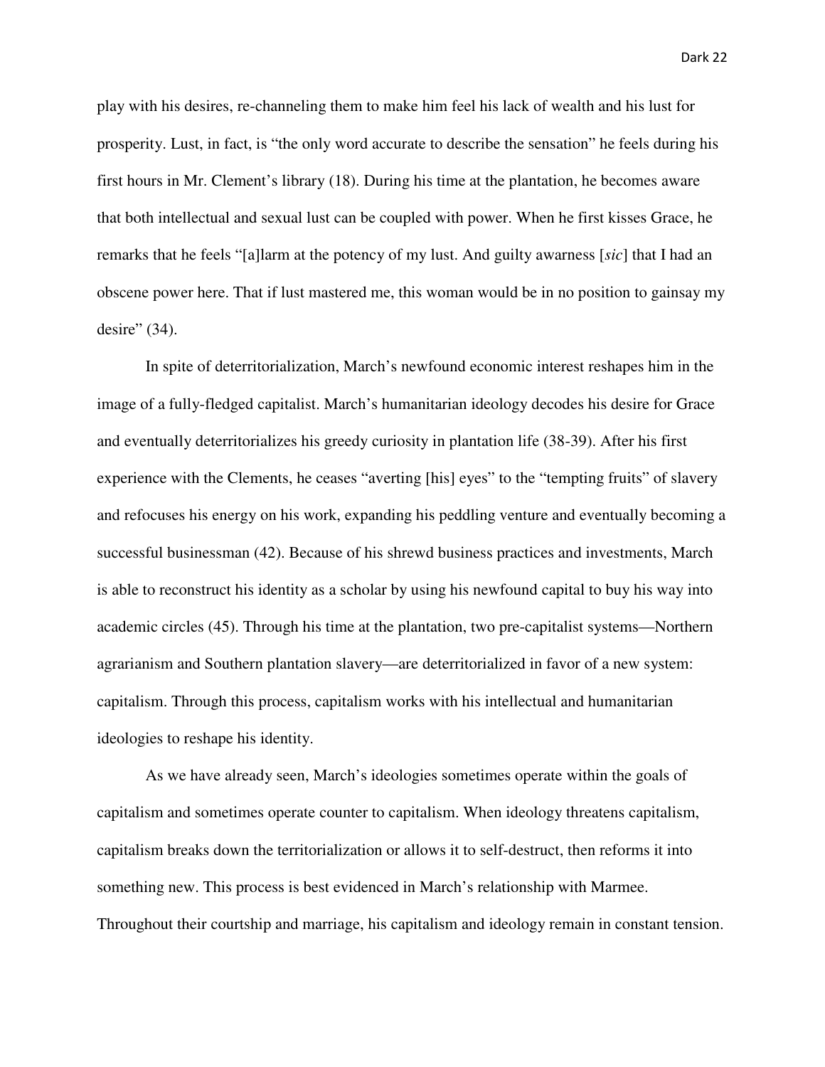play with his desires, re-channeling them to make him feel his lack of wealth and his lust for prosperity. Lust, in fact, is "the only word accurate to describe the sensation" he feels during his first hours in Mr. Clement's library (18). During his time at the plantation, he becomes aware that both intellectual and sexual lust can be coupled with power. When he first kisses Grace, he remarks that he feels "[a]larm at the potency of my lust. And guilty awarness [*sic*] that I had an obscene power here. That if lust mastered me, this woman would be in no position to gainsay my desire" (34).

In spite of deterritorialization, March's newfound economic interest reshapes him in the image of a fully-fledged capitalist. March's humanitarian ideology decodes his desire for Grace and eventually deterritorializes his greedy curiosity in plantation life (38-39). After his first experience with the Clements, he ceases "averting [his] eyes" to the "tempting fruits" of slavery and refocuses his energy on his work, expanding his peddling venture and eventually becoming a successful businessman (42). Because of his shrewd business practices and investments, March is able to reconstruct his identity as a scholar by using his newfound capital to buy his way into academic circles (45). Through his time at the plantation, two pre-capitalist systems—Northern agrarianism and Southern plantation slavery—are deterritorialized in favor of a new system: capitalism. Through this process, capitalism works with his intellectual and humanitarian ideologies to reshape his identity.

As we have already seen, March's ideologies sometimes operate within the goals of capitalism and sometimes operate counter to capitalism. When ideology threatens capitalism, capitalism breaks down the territorialization or allows it to self-destruct, then reforms it into something new. This process is best evidenced in March's relationship with Marmee. Throughout their courtship and marriage, his capitalism and ideology remain in constant tension.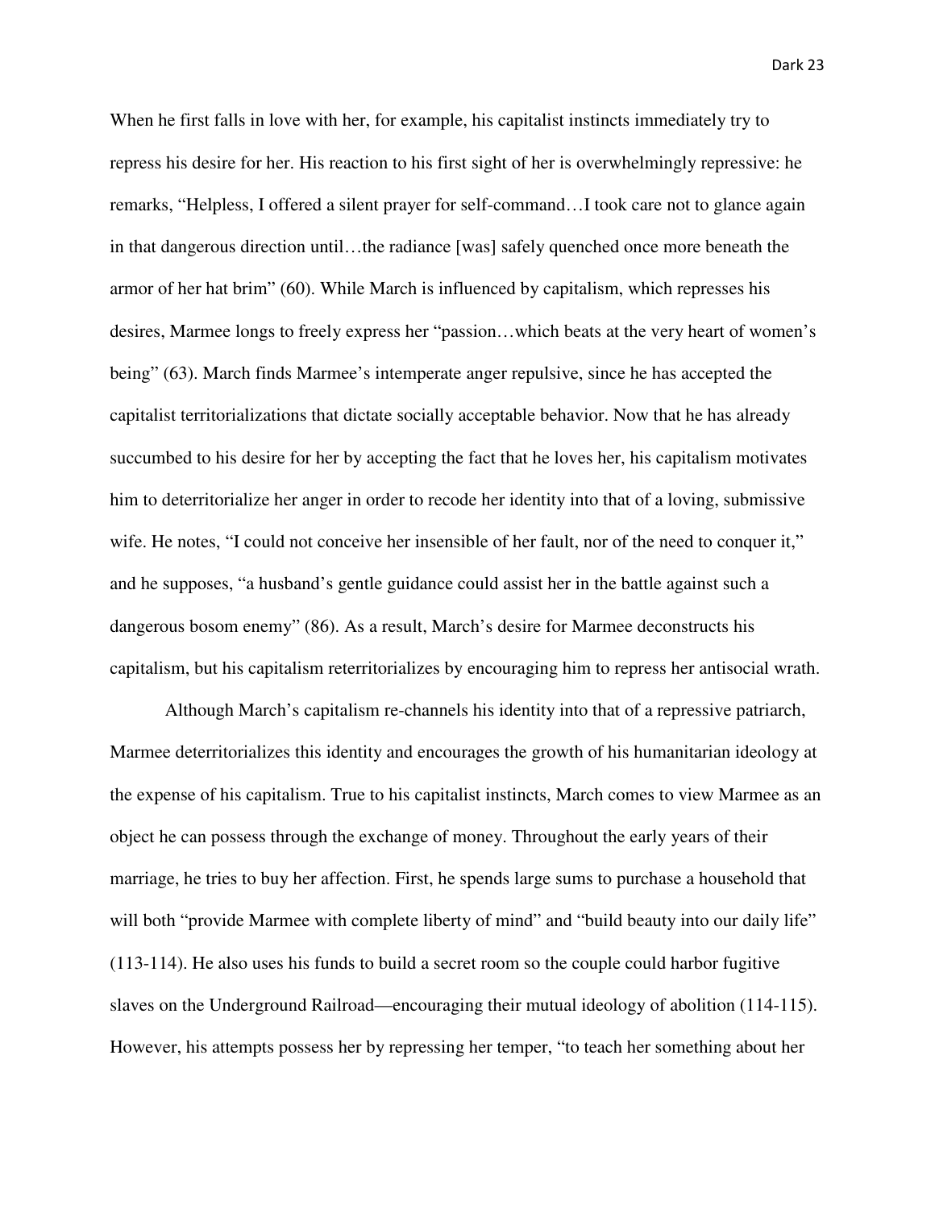When he first falls in love with her, for example, his capitalist instincts immediately try to repress his desire for her. His reaction to his first sight of her is overwhelmingly repressive: he remarks, "Helpless, I offered a silent prayer for self-command…I took care not to glance again in that dangerous direction until…the radiance [was] safely quenched once more beneath the armor of her hat brim" (60). While March is influenced by capitalism, which represses his desires, Marmee longs to freely express her "passion…which beats at the very heart of women's being" (63). March finds Marmee's intemperate anger repulsive, since he has accepted the capitalist territorializations that dictate socially acceptable behavior. Now that he has already succumbed to his desire for her by accepting the fact that he loves her, his capitalism motivates him to deterritorialize her anger in order to recode her identity into that of a loving, submissive wife. He notes, "I could not conceive her insensible of her fault, nor of the need to conquer it," and he supposes, "a husband's gentle guidance could assist her in the battle against such a dangerous bosom enemy" (86). As a result, March's desire for Marmee deconstructs his capitalism, but his capitalism reterritorializes by encouraging him to repress her antisocial wrath.

Although March's capitalism re-channels his identity into that of a repressive patriarch, Marmee deterritorializes this identity and encourages the growth of his humanitarian ideology at the expense of his capitalism. True to his capitalist instincts, March comes to view Marmee as an object he can possess through the exchange of money. Throughout the early years of their marriage, he tries to buy her affection. First, he spends large sums to purchase a household that will both "provide Marmee with complete liberty of mind" and "build beauty into our daily life" (113-114). He also uses his funds to build a secret room so the couple could harbor fugitive slaves on the Underground Railroad—encouraging their mutual ideology of abolition (114-115). However, his attempts possess her by repressing her temper, "to teach her something about her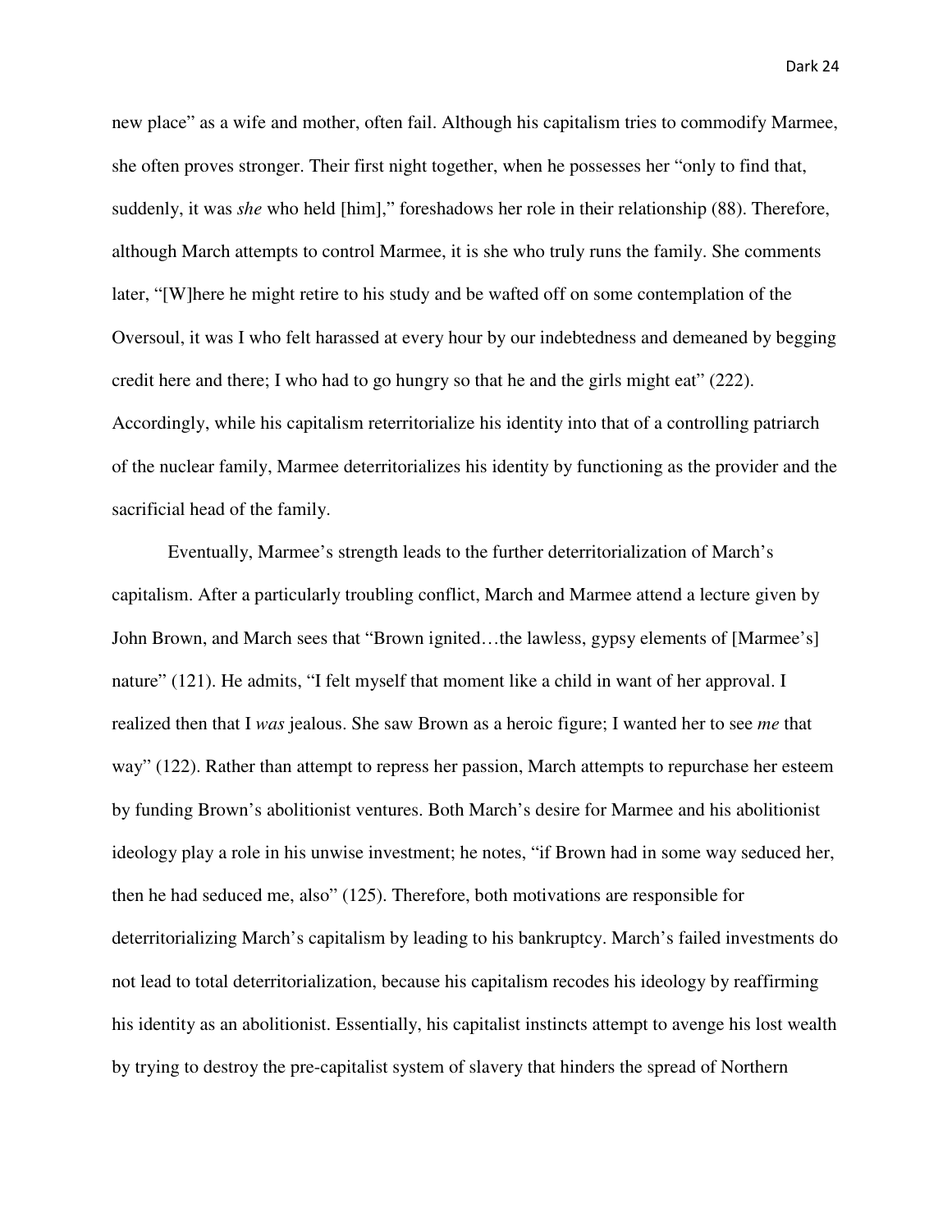new place" as a wife and mother, often fail. Although his capitalism tries to commodify Marmee, she often proves stronger. Their first night together, when he possesses her "only to find that, suddenly, it was *she* who held [him]," foreshadows her role in their relationship (88). Therefore, although March attempts to control Marmee, it is she who truly runs the family. She comments later, "[W]here he might retire to his study and be wafted off on some contemplation of the Oversoul, it was I who felt harassed at every hour by our indebtedness and demeaned by begging credit here and there; I who had to go hungry so that he and the girls might eat" (222). Accordingly, while his capitalism reterritorialize his identity into that of a controlling patriarch of the nuclear family, Marmee deterritorializes his identity by functioning as the provider and the sacrificial head of the family.

Eventually, Marmee's strength leads to the further deterritorialization of March's capitalism. After a particularly troubling conflict, March and Marmee attend a lecture given by John Brown, and March sees that "Brown ignited…the lawless, gypsy elements of [Marmee's] nature" (121). He admits, "I felt myself that moment like a child in want of her approval. I realized then that I *was* jealous. She saw Brown as a heroic figure; I wanted her to see *me* that way" (122). Rather than attempt to repress her passion, March attempts to repurchase her esteem by funding Brown's abolitionist ventures. Both March's desire for Marmee and his abolitionist ideology play a role in his unwise investment; he notes, "if Brown had in some way seduced her, then he had seduced me, also" (125). Therefore, both motivations are responsible for deterritorializing March's capitalism by leading to his bankruptcy. March's failed investments do not lead to total deterritorialization, because his capitalism recodes his ideology by reaffirming his identity as an abolitionist. Essentially, his capitalist instincts attempt to avenge his lost wealth by trying to destroy the pre-capitalist system of slavery that hinders the spread of Northern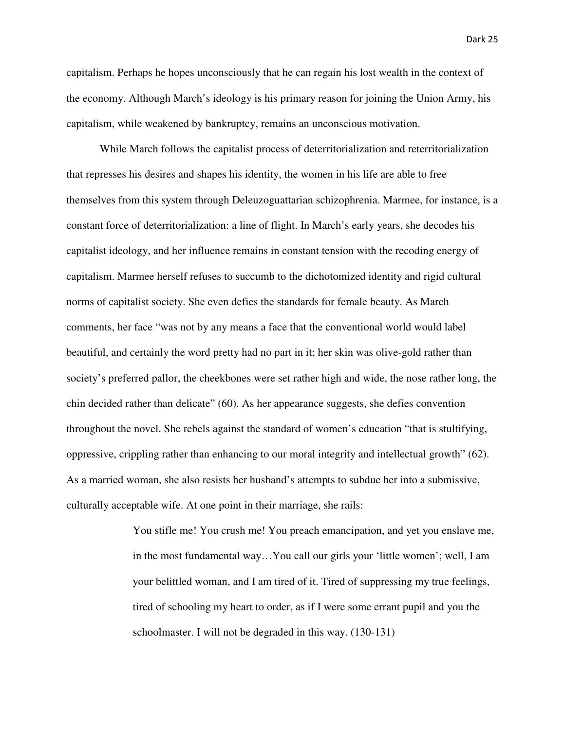capitalism. Perhaps he hopes unconsciously that he can regain his lost wealth in the context of the economy. Although March's ideology is his primary reason for joining the Union Army, his capitalism, while weakened by bankruptcy, remains an unconscious motivation.

While March follows the capitalist process of deterritorialization and reterritorialization that represses his desires and shapes his identity, the women in his life are able to free themselves from this system through Deleuzoguattarian schizophrenia. Marmee, for instance, is a constant force of deterritorialization: a line of flight. In March's early years, she decodes his capitalist ideology, and her influence remains in constant tension with the recoding energy of capitalism. Marmee herself refuses to succumb to the dichotomized identity and rigid cultural norms of capitalist society. She even defies the standards for female beauty. As March comments, her face "was not by any means a face that the conventional world would label beautiful, and certainly the word pretty had no part in it; her skin was olive-gold rather than society's preferred pallor, the cheekbones were set rather high and wide, the nose rather long, the chin decided rather than delicate" (60). As her appearance suggests, she defies convention throughout the novel. She rebels against the standard of women's education "that is stultifying, oppressive, crippling rather than enhancing to our moral integrity and intellectual growth" (62). As a married woman, she also resists her husband's attempts to subdue her into a submissive, culturally acceptable wife. At one point in their marriage, she rails:

> You stifle me! You crush me! You preach emancipation, and yet you enslave me, in the most fundamental way…You call our girls your 'little women'; well, I am your belittled woman, and I am tired of it. Tired of suppressing my true feelings, tired of schooling my heart to order, as if I were some errant pupil and you the schoolmaster. I will not be degraded in this way. (130-131)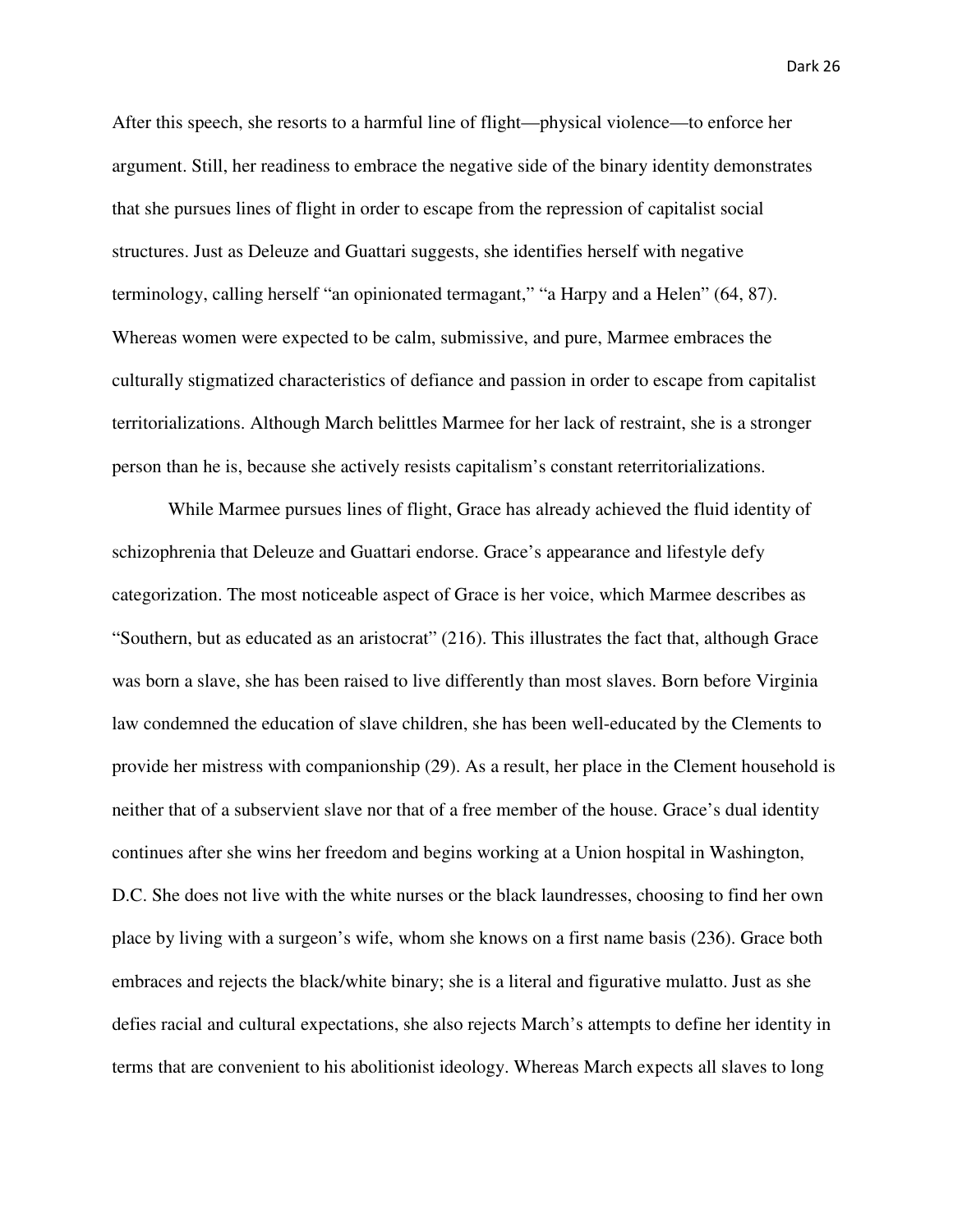After this speech, she resorts to a harmful line of flight—physical violence—to enforce her argument. Still, her readiness to embrace the negative side of the binary identity demonstrates that she pursues lines of flight in order to escape from the repression of capitalist social structures. Just as Deleuze and Guattari suggests, she identifies herself with negative terminology, calling herself "an opinionated termagant," "a Harpy and a Helen" (64, 87). Whereas women were expected to be calm, submissive, and pure, Marmee embraces the culturally stigmatized characteristics of defiance and passion in order to escape from capitalist territorializations. Although March belittles Marmee for her lack of restraint, she is a stronger person than he is, because she actively resists capitalism's constant reterritorializations.

While Marmee pursues lines of flight, Grace has already achieved the fluid identity of schizophrenia that Deleuze and Guattari endorse. Grace's appearance and lifestyle defy categorization. The most noticeable aspect of Grace is her voice, which Marmee describes as "Southern, but as educated as an aristocrat" (216). This illustrates the fact that, although Grace was born a slave, she has been raised to live differently than most slaves. Born before Virginia law condemned the education of slave children, she has been well-educated by the Clements to provide her mistress with companionship (29). As a result, her place in the Clement household is neither that of a subservient slave nor that of a free member of the house. Grace's dual identity continues after she wins her freedom and begins working at a Union hospital in Washington, D.C. She does not live with the white nurses or the black laundresses, choosing to find her own place by living with a surgeon's wife, whom she knows on a first name basis (236). Grace both embraces and rejects the black/white binary; she is a literal and figurative mulatto. Just as she defies racial and cultural expectations, she also rejects March's attempts to define her identity in terms that are convenient to his abolitionist ideology. Whereas March expects all slaves to long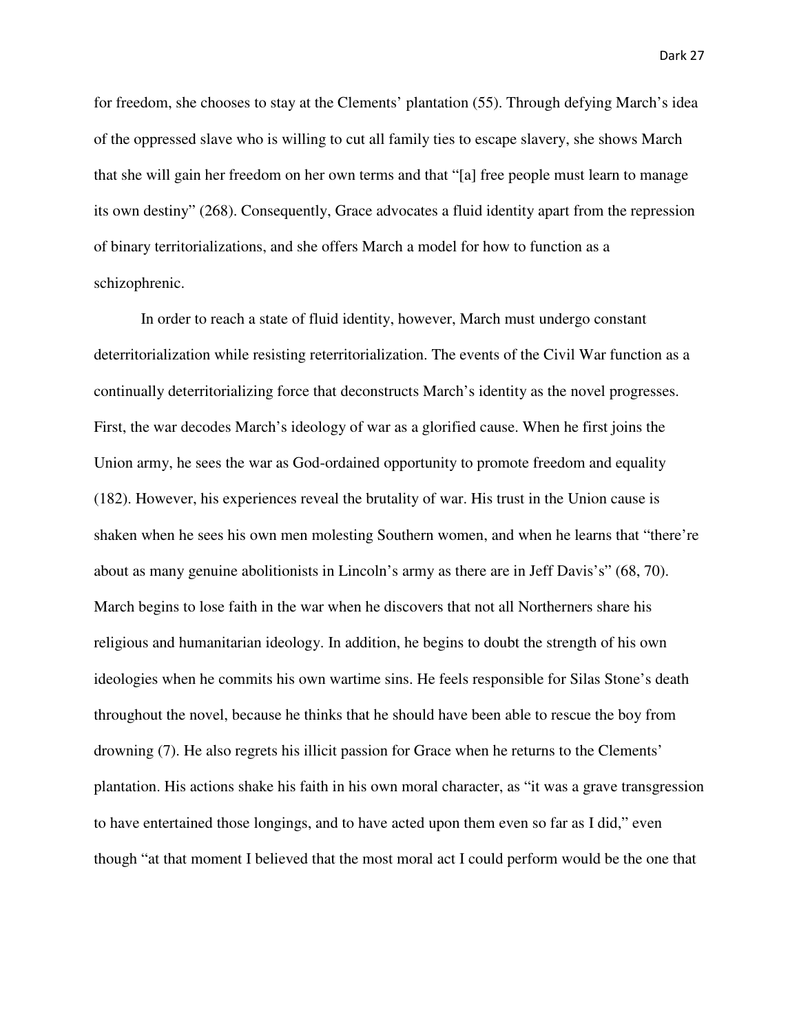for freedom, she chooses to stay at the Clements' plantation (55). Through defying March's idea of the oppressed slave who is willing to cut all family ties to escape slavery, she shows March that she will gain her freedom on her own terms and that "[a] free people must learn to manage its own destiny" (268). Consequently, Grace advocates a fluid identity apart from the repression of binary territorializations, and she offers March a model for how to function as a schizophrenic.

In order to reach a state of fluid identity, however, March must undergo constant deterritorialization while resisting reterritorialization. The events of the Civil War function as a continually deterritorializing force that deconstructs March's identity as the novel progresses. First, the war decodes March's ideology of war as a glorified cause. When he first joins the Union army, he sees the war as God-ordained opportunity to promote freedom and equality (182). However, his experiences reveal the brutality of war. His trust in the Union cause is shaken when he sees his own men molesting Southern women, and when he learns that "there're about as many genuine abolitionists in Lincoln's army as there are in Jeff Davis's" (68, 70). March begins to lose faith in the war when he discovers that not all Northerners share his religious and humanitarian ideology. In addition, he begins to doubt the strength of his own ideologies when he commits his own wartime sins. He feels responsible for Silas Stone's death throughout the novel, because he thinks that he should have been able to rescue the boy from drowning (7). He also regrets his illicit passion for Grace when he returns to the Clements' plantation. His actions shake his faith in his own moral character, as "it was a grave transgression to have entertained those longings, and to have acted upon them even so far as I did," even though "at that moment I believed that the most moral act I could perform would be the one that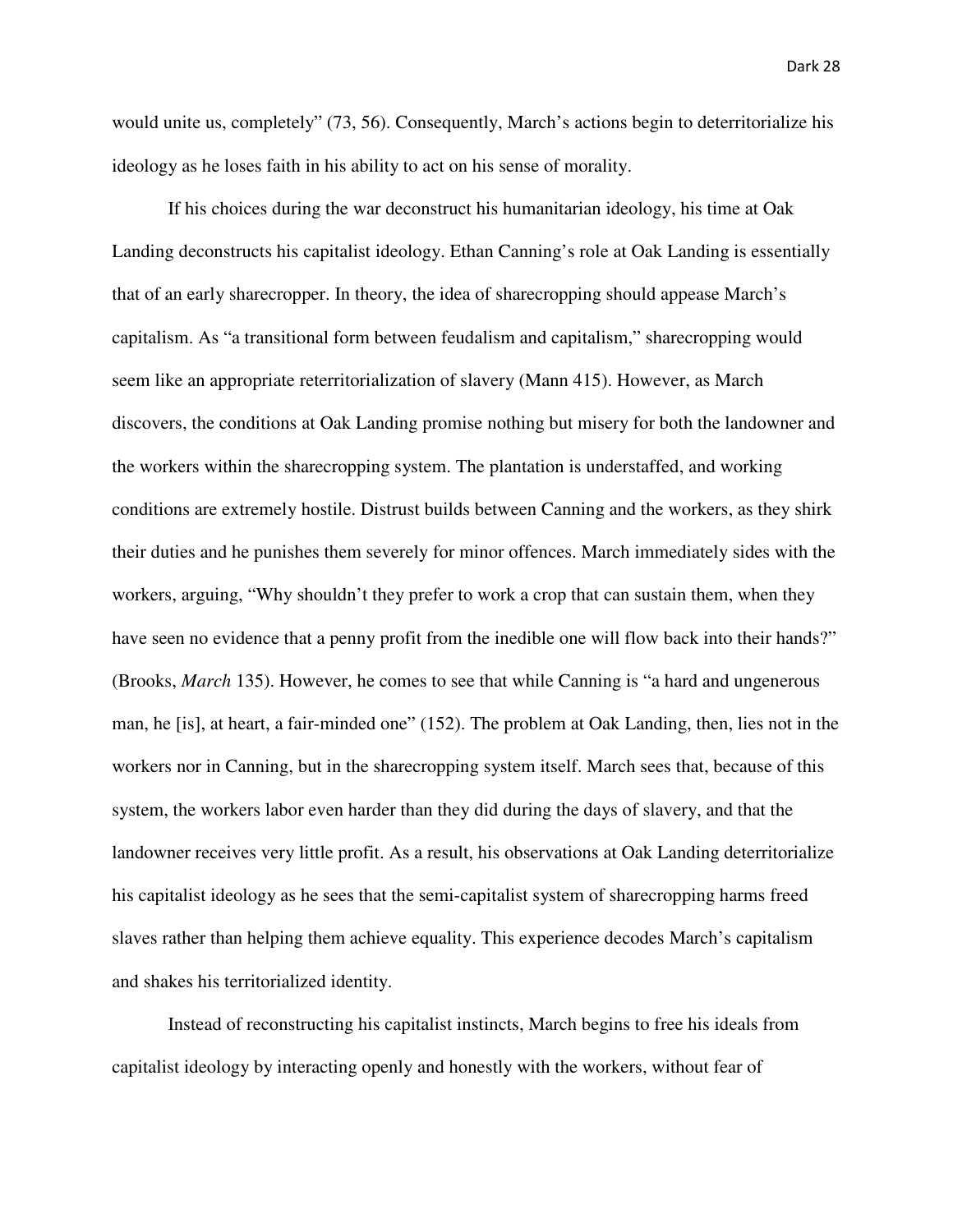would unite us, completely" (73, 56). Consequently, March's actions begin to deterritorialize his ideology as he loses faith in his ability to act on his sense of morality.

If his choices during the war deconstruct his humanitarian ideology, his time at Oak Landing deconstructs his capitalist ideology. Ethan Canning's role at Oak Landing is essentially that of an early sharecropper. In theory, the idea of sharecropping should appease March's capitalism. As "a transitional form between feudalism and capitalism," sharecropping would seem like an appropriate reterritorialization of slavery (Mann 415). However, as March discovers, the conditions at Oak Landing promise nothing but misery for both the landowner and the workers within the sharecropping system. The plantation is understaffed, and working conditions are extremely hostile. Distrust builds between Canning and the workers, as they shirk their duties and he punishes them severely for minor offences. March immediately sides with the workers, arguing, "Why shouldn't they prefer to work a crop that can sustain them, when they have seen no evidence that a penny profit from the inedible one will flow back into their hands?" (Brooks, *March* 135). However, he comes to see that while Canning is "a hard and ungenerous man, he [is], at heart, a fair-minded one" (152). The problem at Oak Landing, then, lies not in the workers nor in Canning, but in the sharecropping system itself. March sees that, because of this system, the workers labor even harder than they did during the days of slavery, and that the landowner receives very little profit. As a result, his observations at Oak Landing deterritorialize his capitalist ideology as he sees that the semi-capitalist system of sharecropping harms freed slaves rather than helping them achieve equality. This experience decodes March's capitalism and shakes his territorialized identity.

Instead of reconstructing his capitalist instincts, March begins to free his ideals from capitalist ideology by interacting openly and honestly with the workers, without fear of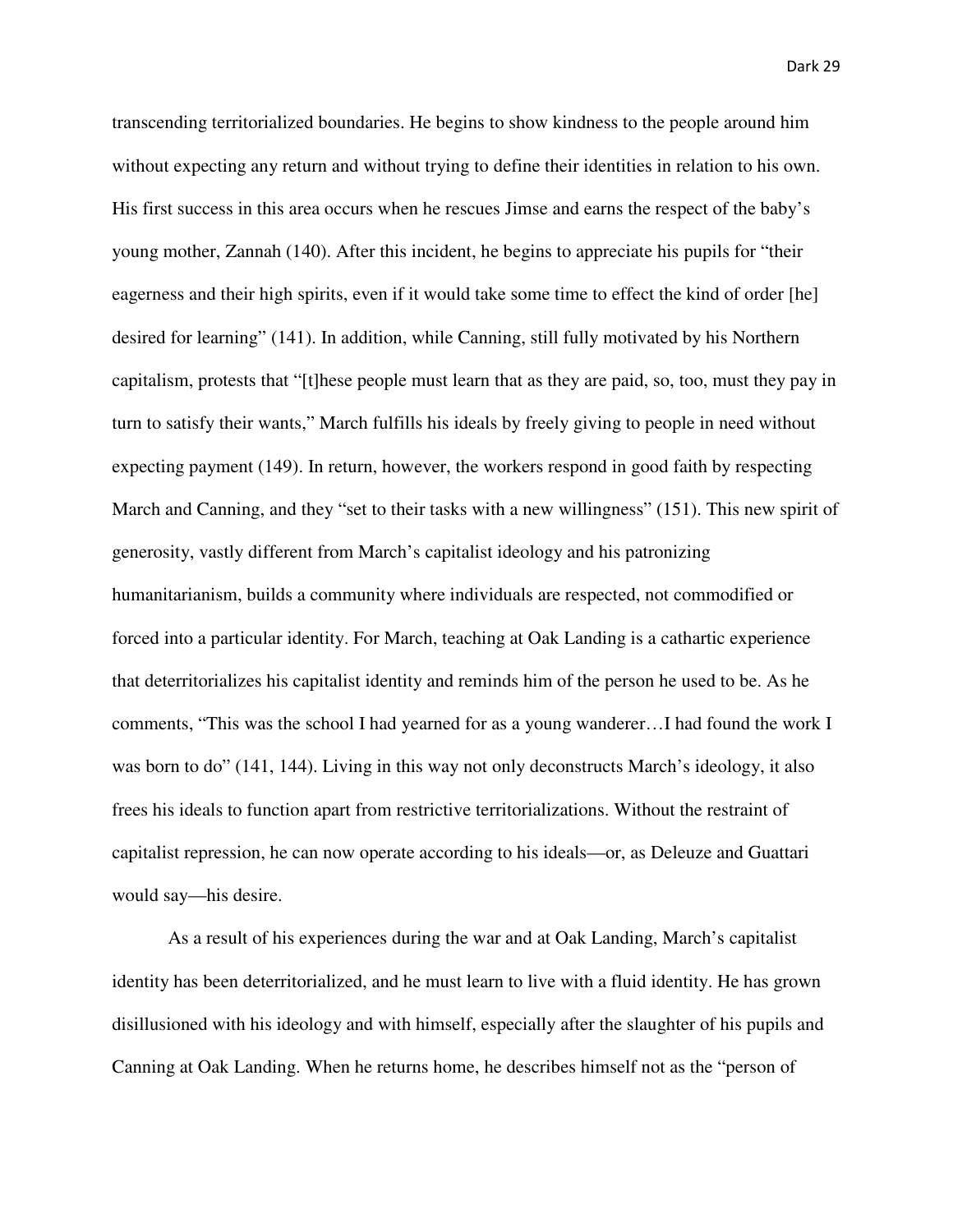transcending territorialized boundaries. He begins to show kindness to the people around him without expecting any return and without trying to define their identities in relation to his own. His first success in this area occurs when he rescues Jimse and earns the respect of the baby's young mother, Zannah (140). After this incident, he begins to appreciate his pupils for "their eagerness and their high spirits, even if it would take some time to effect the kind of order [he] desired for learning" (141). In addition, while Canning, still fully motivated by his Northern capitalism, protests that "[t]hese people must learn that as they are paid, so, too, must they pay in turn to satisfy their wants," March fulfills his ideals by freely giving to people in need without expecting payment (149). In return, however, the workers respond in good faith by respecting March and Canning, and they "set to their tasks with a new willingness" (151). This new spirit of generosity, vastly different from March's capitalist ideology and his patronizing humanitarianism, builds a community where individuals are respected, not commodified or forced into a particular identity. For March, teaching at Oak Landing is a cathartic experience that deterritorializes his capitalist identity and reminds him of the person he used to be. As he comments, "This was the school I had yearned for as a young wanderer…I had found the work I was born to do" (141, 144). Living in this way not only deconstructs March's ideology, it also frees his ideals to function apart from restrictive territorializations. Without the restraint of capitalist repression, he can now operate according to his ideals—or, as Deleuze and Guattari would say—his desire.

As a result of his experiences during the war and at Oak Landing, March's capitalist identity has been deterritorialized, and he must learn to live with a fluid identity. He has grown disillusioned with his ideology and with himself, especially after the slaughter of his pupils and Canning at Oak Landing. When he returns home, he describes himself not as the "person of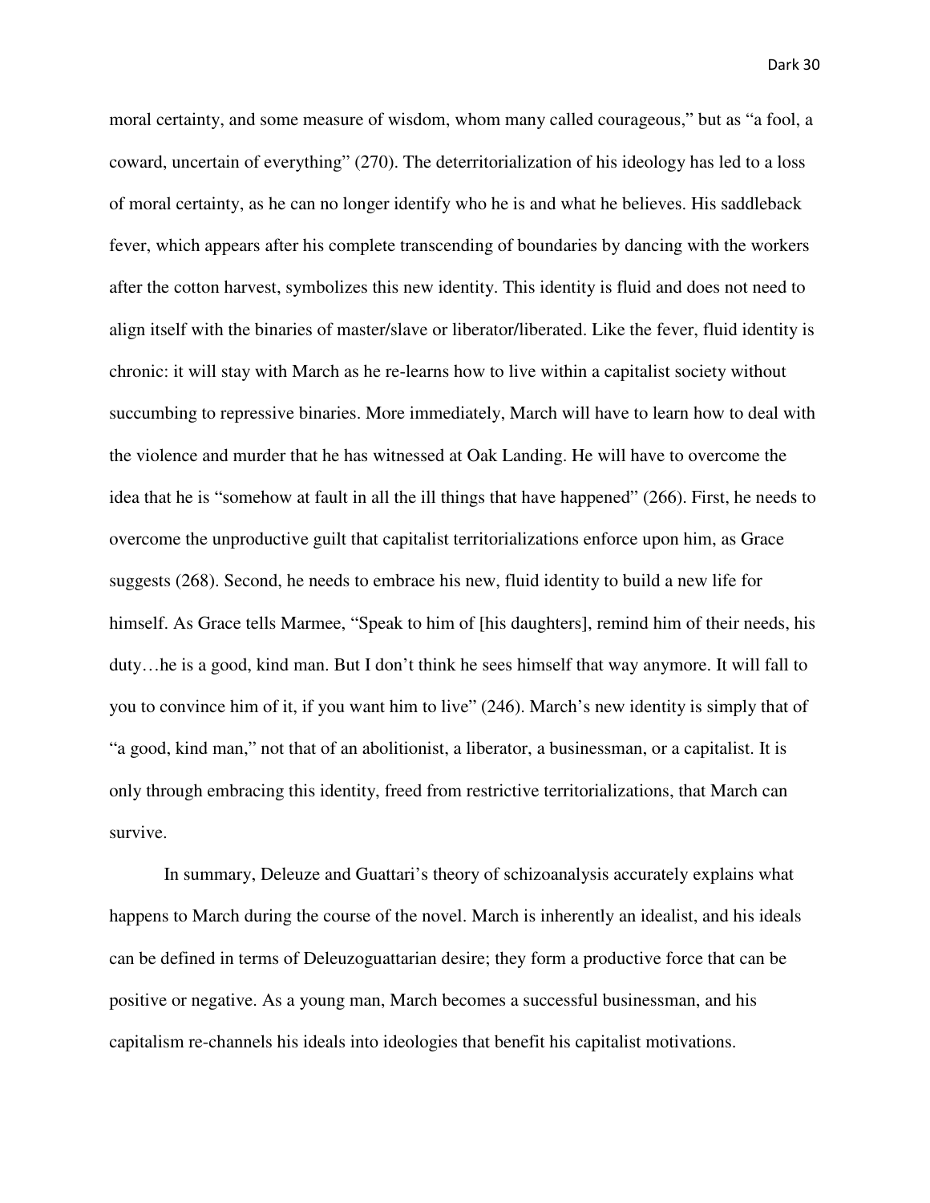moral certainty, and some measure of wisdom, whom many called courageous," but as "a fool, a coward, uncertain of everything" (270). The deterritorialization of his ideology has led to a loss of moral certainty, as he can no longer identify who he is and what he believes. His saddleback fever, which appears after his complete transcending of boundaries by dancing with the workers after the cotton harvest, symbolizes this new identity. This identity is fluid and does not need to align itself with the binaries of master/slave or liberator/liberated. Like the fever, fluid identity is chronic: it will stay with March as he re-learns how to live within a capitalist society without succumbing to repressive binaries. More immediately, March will have to learn how to deal with the violence and murder that he has witnessed at Oak Landing. He will have to overcome the idea that he is "somehow at fault in all the ill things that have happened" (266). First, he needs to overcome the unproductive guilt that capitalist territorializations enforce upon him, as Grace suggests (268). Second, he needs to embrace his new, fluid identity to build a new life for himself. As Grace tells Marmee, "Speak to him of [his daughters], remind him of their needs, his duty…he is a good, kind man. But I don't think he sees himself that way anymore. It will fall to you to convince him of it, if you want him to live" (246). March's new identity is simply that of "a good, kind man," not that of an abolitionist, a liberator, a businessman, or a capitalist. It is only through embracing this identity, freed from restrictive territorializations, that March can survive.

In summary, Deleuze and Guattari's theory of schizoanalysis accurately explains what happens to March during the course of the novel. March is inherently an idealist, and his ideals can be defined in terms of Deleuzoguattarian desire; they form a productive force that can be positive or negative. As a young man, March becomes a successful businessman, and his capitalism re-channels his ideals into ideologies that benefit his capitalist motivations.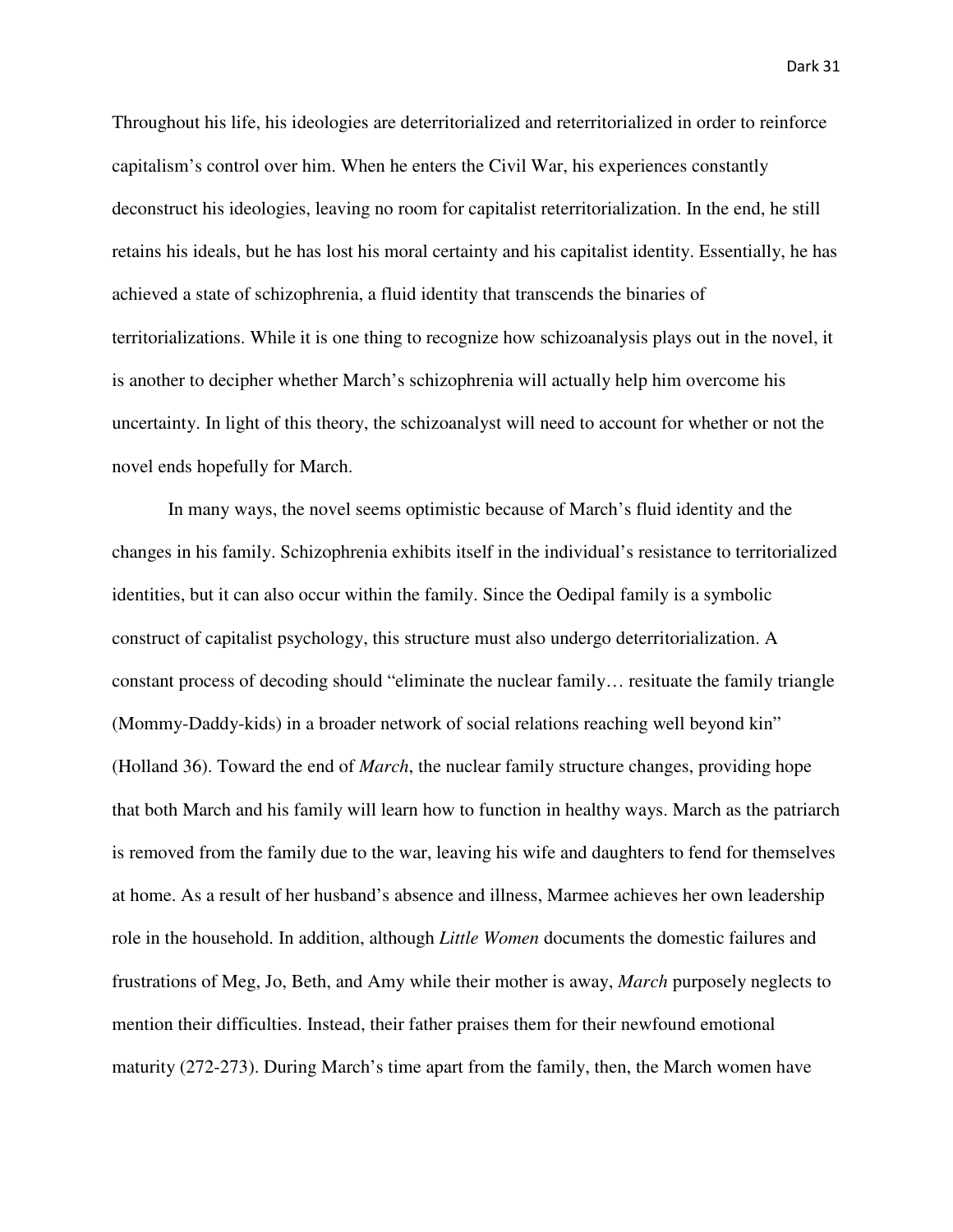Throughout his life, his ideologies are deterritorialized and reterritorialized in order to reinforce capitalism's control over him. When he enters the Civil War, his experiences constantly deconstruct his ideologies, leaving no room for capitalist reterritorialization. In the end, he still retains his ideals, but he has lost his moral certainty and his capitalist identity. Essentially, he has achieved a state of schizophrenia, a fluid identity that transcends the binaries of territorializations. While it is one thing to recognize how schizoanalysis plays out in the novel, it is another to decipher whether March's schizophrenia will actually help him overcome his uncertainty. In light of this theory, the schizoanalyst will need to account for whether or not the novel ends hopefully for March.

In many ways, the novel seems optimistic because of March's fluid identity and the changes in his family. Schizophrenia exhibits itself in the individual's resistance to territorialized identities, but it can also occur within the family. Since the Oedipal family is a symbolic construct of capitalist psychology, this structure must also undergo deterritorialization. A constant process of decoding should "eliminate the nuclear family… resituate the family triangle (Mommy-Daddy-kids) in a broader network of social relations reaching well beyond kin" (Holland 36). Toward the end of *March*, the nuclear family structure changes, providing hope that both March and his family will learn how to function in healthy ways. March as the patriarch is removed from the family due to the war, leaving his wife and daughters to fend for themselves at home. As a result of her husband's absence and illness, Marmee achieves her own leadership role in the household. In addition, although *Little Women* documents the domestic failures and frustrations of Meg, Jo, Beth, and Amy while their mother is away, *March* purposely neglects to mention their difficulties. Instead, their father praises them for their newfound emotional maturity (272-273). During March's time apart from the family, then, the March women have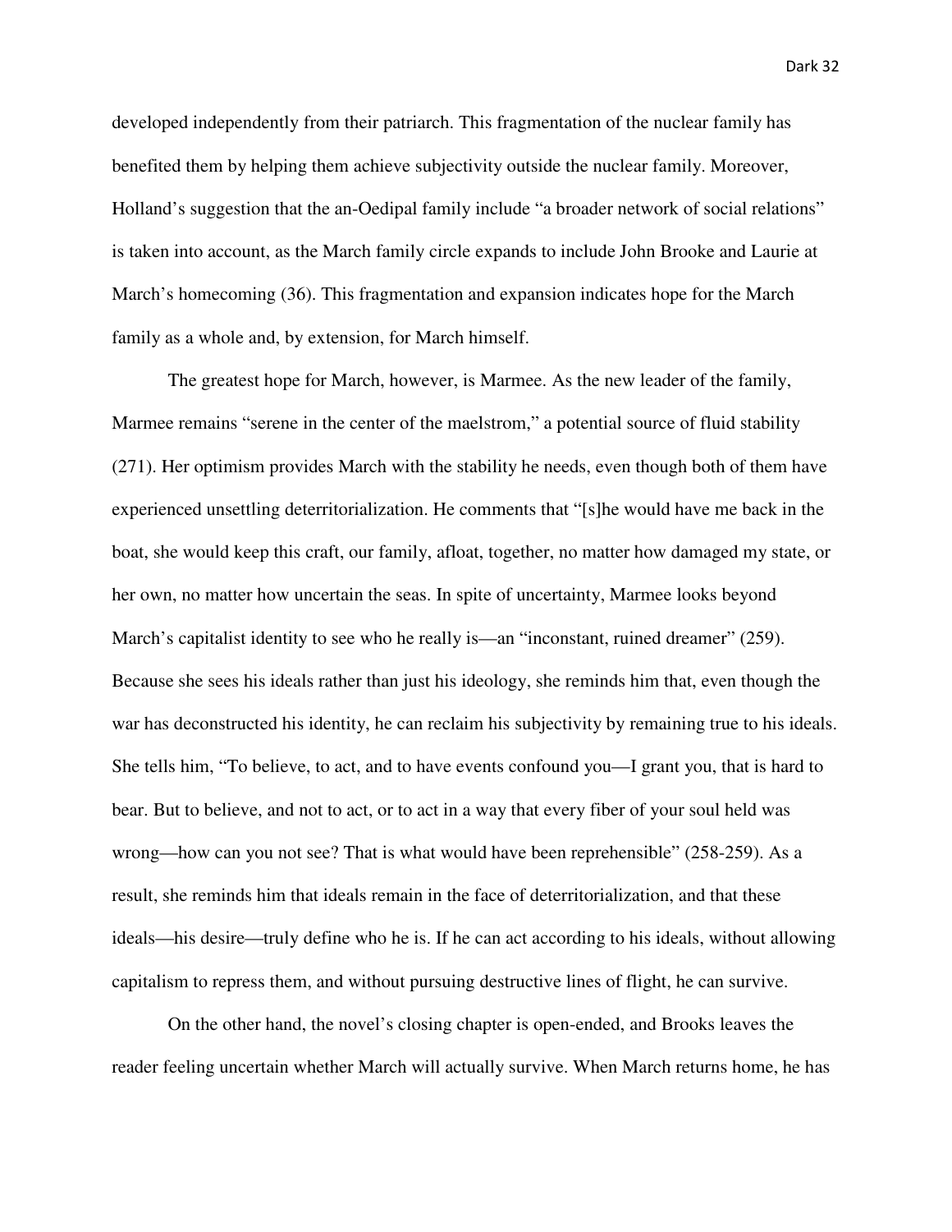developed independently from their patriarch. This fragmentation of the nuclear family has benefited them by helping them achieve subjectivity outside the nuclear family. Moreover, Holland's suggestion that the an-Oedipal family include "a broader network of social relations" is taken into account, as the March family circle expands to include John Brooke and Laurie at March's homecoming (36). This fragmentation and expansion indicates hope for the March family as a whole and, by extension, for March himself.

The greatest hope for March, however, is Marmee. As the new leader of the family, Marmee remains "serene in the center of the maelstrom," a potential source of fluid stability (271). Her optimism provides March with the stability he needs, even though both of them have experienced unsettling deterritorialization. He comments that "[s]he would have me back in the boat, she would keep this craft, our family, afloat, together, no matter how damaged my state, or her own, no matter how uncertain the seas. In spite of uncertainty, Marmee looks beyond March's capitalist identity to see who he really is—an "inconstant, ruined dreamer" (259). Because she sees his ideals rather than just his ideology, she reminds him that, even though the war has deconstructed his identity, he can reclaim his subjectivity by remaining true to his ideals. She tells him, "To believe, to act, and to have events confound you—I grant you, that is hard to bear. But to believe, and not to act, or to act in a way that every fiber of your soul held was wrong—how can you not see? That is what would have been reprehensible" (258-259). As a result, she reminds him that ideals remain in the face of deterritorialization, and that these ideals—his desire—truly define who he is. If he can act according to his ideals, without allowing capitalism to repress them, and without pursuing destructive lines of flight, he can survive.

On the other hand, the novel's closing chapter is open-ended, and Brooks leaves the reader feeling uncertain whether March will actually survive. When March returns home, he has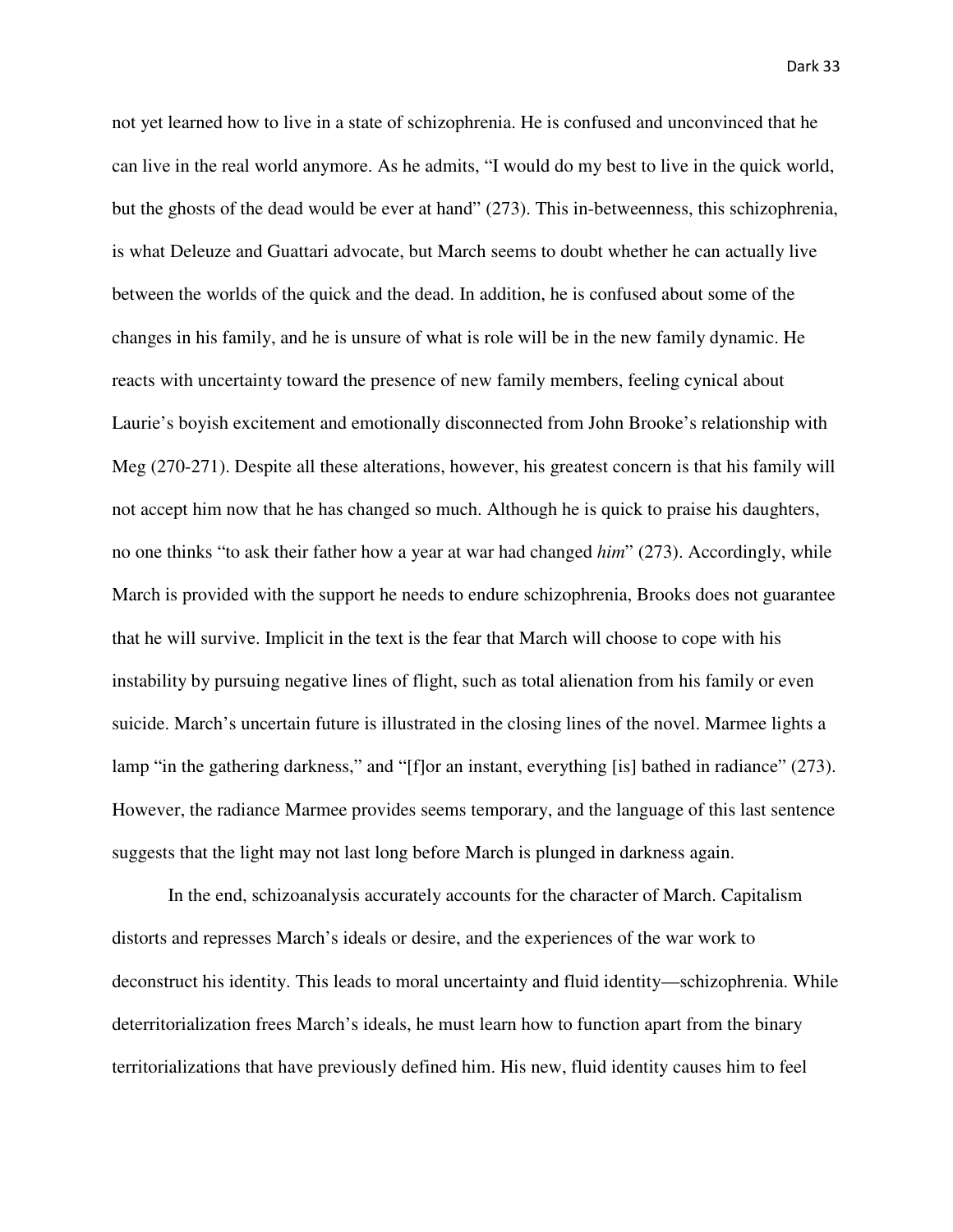not yet learned how to live in a state of schizophrenia. He is confused and unconvinced that he can live in the real world anymore. As he admits, "I would do my best to live in the quick world, but the ghosts of the dead would be ever at hand" (273). This in-betweenness, this schizophrenia, is what Deleuze and Guattari advocate, but March seems to doubt whether he can actually live between the worlds of the quick and the dead. In addition, he is confused about some of the changes in his family, and he is unsure of what is role will be in the new family dynamic. He reacts with uncertainty toward the presence of new family members, feeling cynical about Laurie's boyish excitement and emotionally disconnected from John Brooke's relationship with Meg (270-271). Despite all these alterations, however, his greatest concern is that his family will not accept him now that he has changed so much. Although he is quick to praise his daughters, no one thinks "to ask their father how a year at war had changed *him*" (273). Accordingly, while March is provided with the support he needs to endure schizophrenia, Brooks does not guarantee that he will survive. Implicit in the text is the fear that March will choose to cope with his instability by pursuing negative lines of flight, such as total alienation from his family or even suicide. March's uncertain future is illustrated in the closing lines of the novel. Marmee lights a lamp "in the gathering darkness," and "[f]or an instant, everything [is] bathed in radiance" (273). However, the radiance Marmee provides seems temporary, and the language of this last sentence suggests that the light may not last long before March is plunged in darkness again.

In the end, schizoanalysis accurately accounts for the character of March. Capitalism distorts and represses March's ideals or desire, and the experiences of the war work to deconstruct his identity. This leads to moral uncertainty and fluid identity—schizophrenia. While deterritorialization frees March's ideals, he must learn how to function apart from the binary territorializations that have previously defined him. His new, fluid identity causes him to feel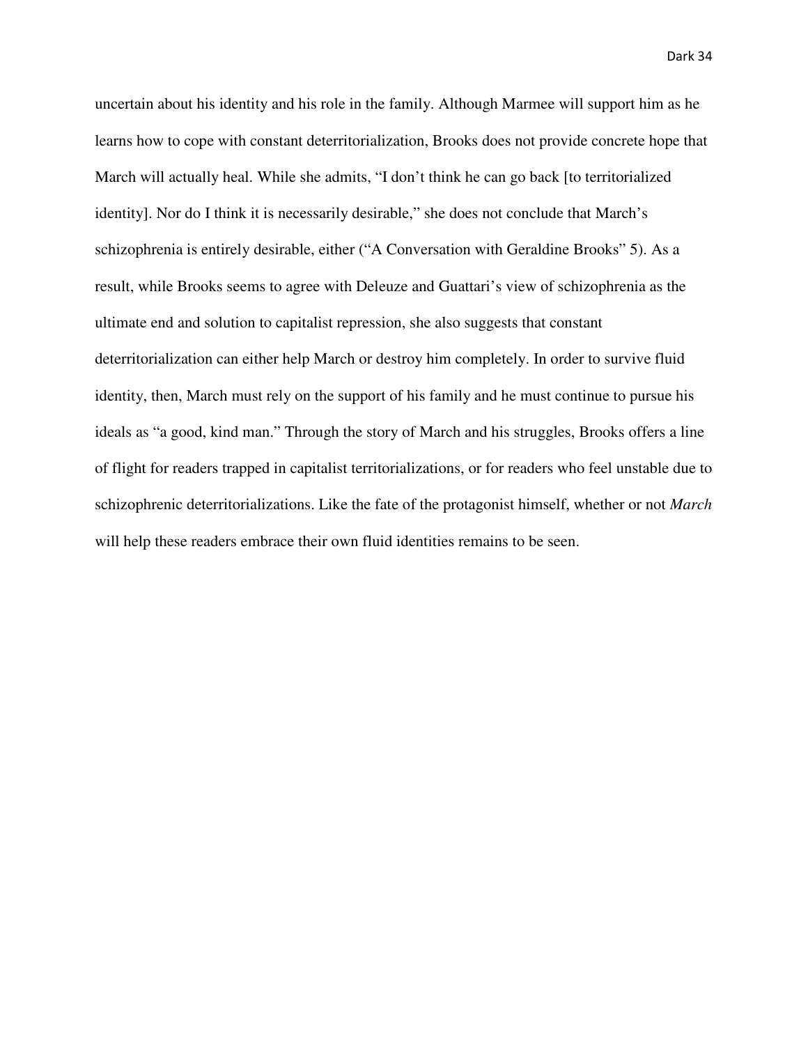uncertain about his identity and his role in the family. Although Marmee will support him as he learns how to cope with constant deterritorialization, Brooks does not provide concrete hope that March will actually heal. While she admits, "I don't think he can go back [to territorialized identity]. Nor do I think it is necessarily desirable," she does not conclude that March's schizophrenia is entirely desirable, either ("A Conversation with Geraldine Brooks" 5). As a result, while Brooks seems to agree with Deleuze and Guattari's view of schizophrenia as the ultimate end and solution to capitalist repression, she also suggests that constant deterritorialization can either help March or destroy him completely. In order to survive fluid identity, then, March must rely on the support of his family and he must continue to pursue his ideals as "a good, kind man." Through the story of March and his struggles, Brooks offers a line of flight for readers trapped in capitalist territorializations, or for readers who feel unstable due to schizophrenic deterritorializations. Like the fate of the protagonist himself, whether or not *March* will help these readers embrace their own fluid identities remains to be seen.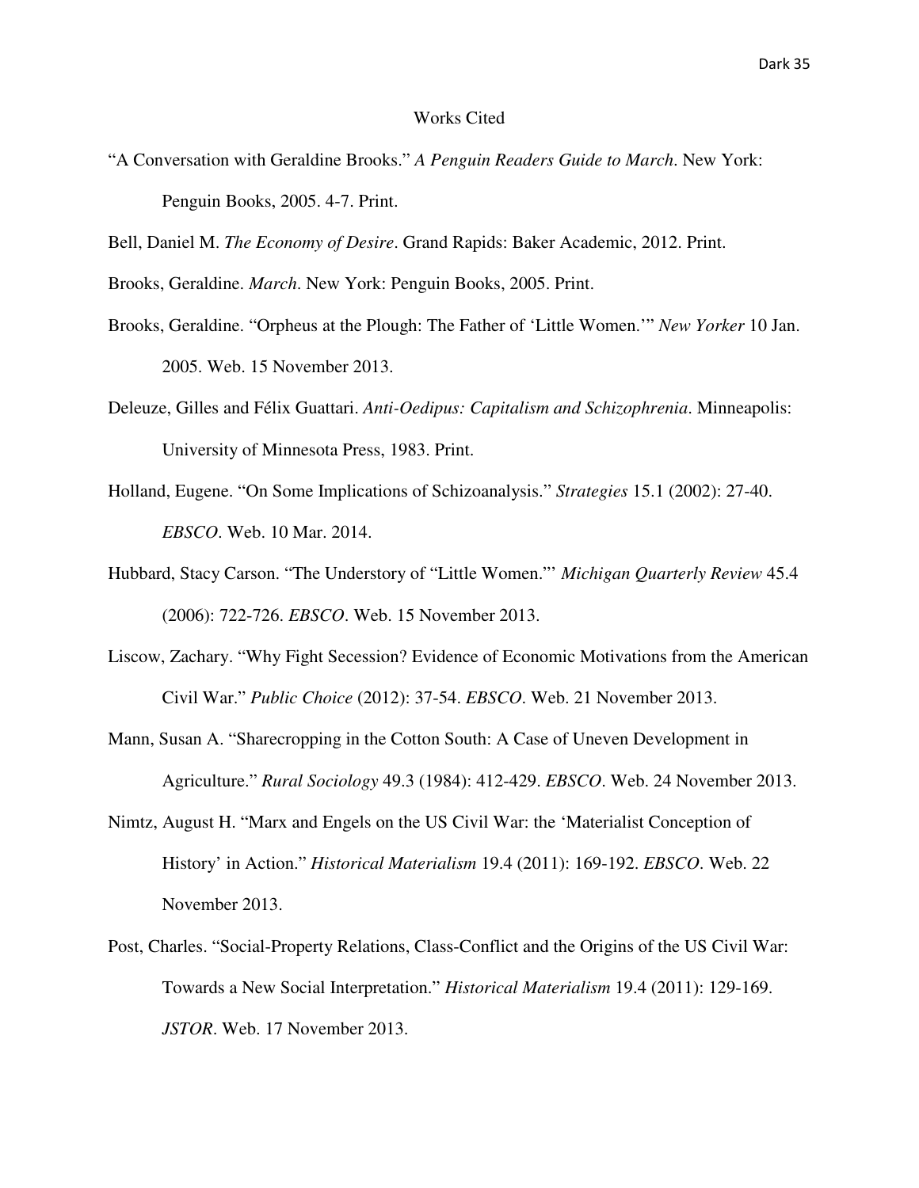# Works Cited

"A Conversation with Geraldine Brooks." *A Penguin Readers Guide to March*. New York: Penguin Books, 2005. 4-7. Print.

Bell, Daniel M. *The Economy of Desire*. Grand Rapids: Baker Academic, 2012. Print.

Brooks, Geraldine. *March*. New York: Penguin Books, 2005. Print.

Brooks, Geraldine. "Orpheus at the Plough: The Father of 'Little Women.'" *New Yorker* 10 Jan. 2005. Web. 15 November 2013.

Deleuze, Gilles and Félix Guattari. *Anti-Oedipus: Capitalism and Schizophrenia*. Minneapolis: University of Minnesota Press, 1983. Print.

Holland, Eugene. "On Some Implications of Schizoanalysis." *Strategies* 15.1 (2002): 27-40. *EBSCO*. Web. 10 Mar. 2014.

Hubbard, Stacy Carson. "The Understory of "Little Women."' *Michigan Quarterly Review* 45.4 (2006): 722-726. *EBSCO*. Web. 15 November 2013.

Liscow, Zachary. "Why Fight Secession? Evidence of Economic Motivations from the American Civil War." *Public Choice* (2012): 37-54. *EBSCO*. Web. 21 November 2013.

Mann, Susan A. "Sharecropping in the Cotton South: A Case of Uneven Development in Agriculture." *Rural Sociology* 49.3 (1984): 412-429. *EBSCO*. Web. 24 November 2013.

Nimtz, August H. "Marx and Engels on the US Civil War: the 'Materialist Conception of History' in Action." *Historical Materialism* 19.4 (2011): 169-192. *EBSCO*. Web. 22 November 2013.

Post, Charles. "Social-Property Relations, Class-Conflict and the Origins of the US Civil War: Towards a New Social Interpretation." *Historical Materialism* 19.4 (2011): 129-169. *JSTOR*. Web. 17 November 2013.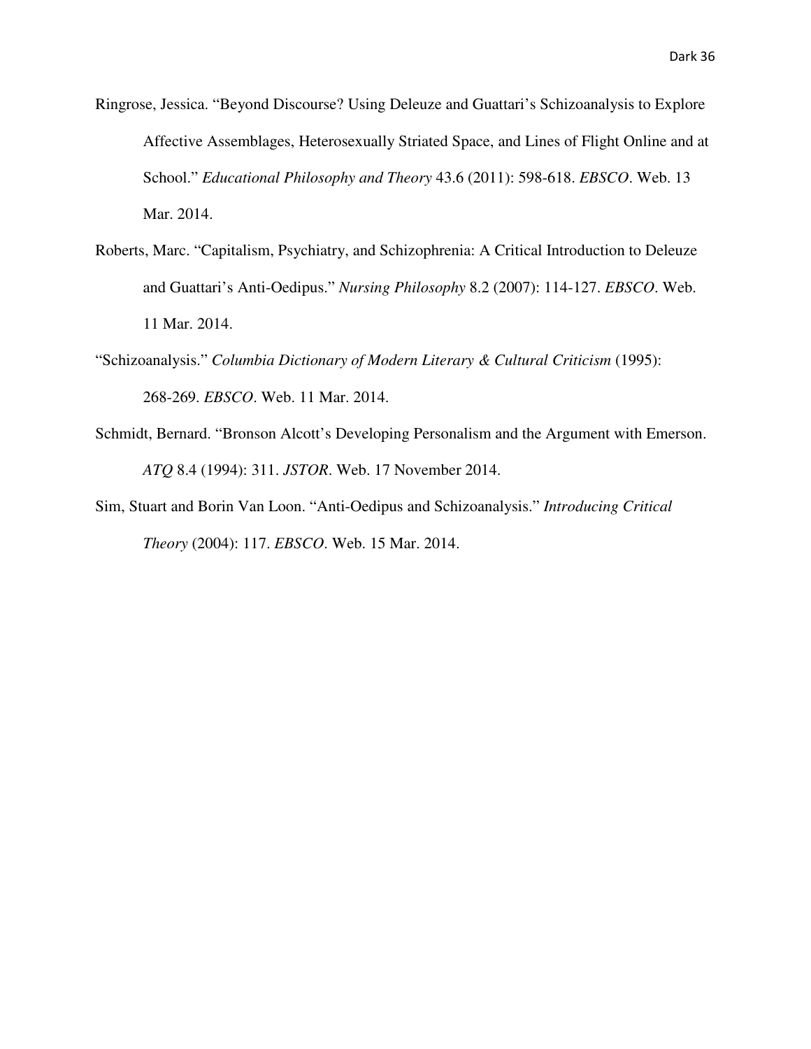Ringrose, Jessica. “Beyond Discourse? Using Deleuze and Guattari’s Schizoanalysis to Explore Affective Assemblages, Heterosexually Striated Space, and Lines of Flight Online and at School.” *Educational Philosophy and Theory* 43.6 (2011): 598-618. *EBSCO*. Web. 13 Mar. 2014.

Roberts, Marc. “Capitalism, Psychiatry, and Schizophrenia: A Critical Introduction to Deleuze and Guattari’s Anti-Oedipus.” *Nursing Philosophy* 8.2 (2007): 114-127. *EBSCO*. Web. 11 Mar. 2014.

“Schizoanalysis.” *Columbia Dictionary of Modern Literary & Cultural Criticism* (1995): 268-269. *EBSCO*. Web. 11 Mar. 2014.

Schmidt, Bernard. “Bronson Alcott’s Developing Personalism and the Argument with Emerson. *ATQ* 8.4 (1994): 311. *JSTOR*. Web. 17 November 2014.

Sim, Stuart and Borin Van Loon. “Anti-Oedipus and Schizoanalysis.” *Introducing Critical Theory* (2004): 117. *EBSCO*. Web. 15 Mar. 2014.